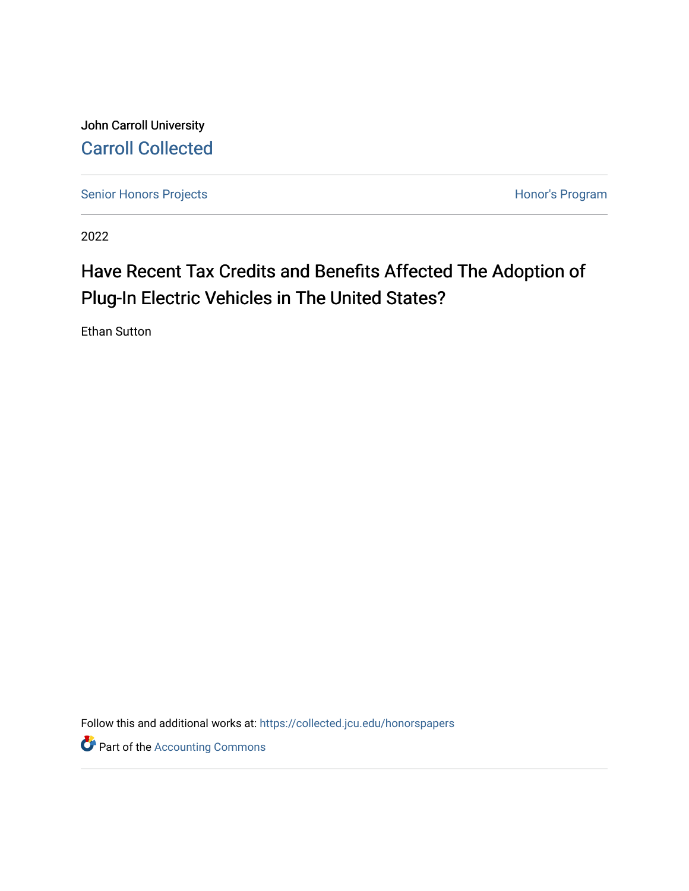John Carroll University

Carroll Collected

Senior Honors Projects | Honor's Program

2022

# Have Recent Tax Credits and Benefits Affected The Adoption of Plug-In Electric Vehicles in The United States?

Ethan Sutton

Follow this and additional works at: https://collected.jcu.edu/honorspapers

Part of the Accounting Commons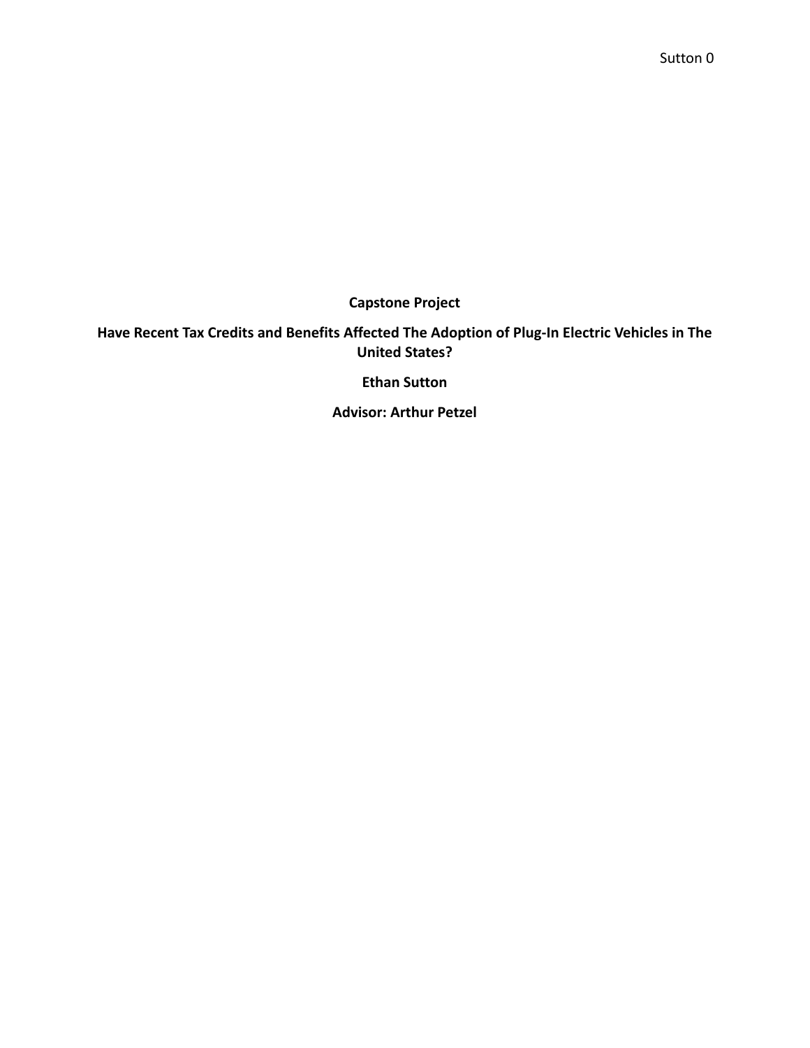**Capstone Project**

**Have Recent Tax Credits and Benefits Affected The Adoption of Plug-In Electric Vehicles in The United States?**

**Ethan Sutton**

**Advisor: Arthur Petzel**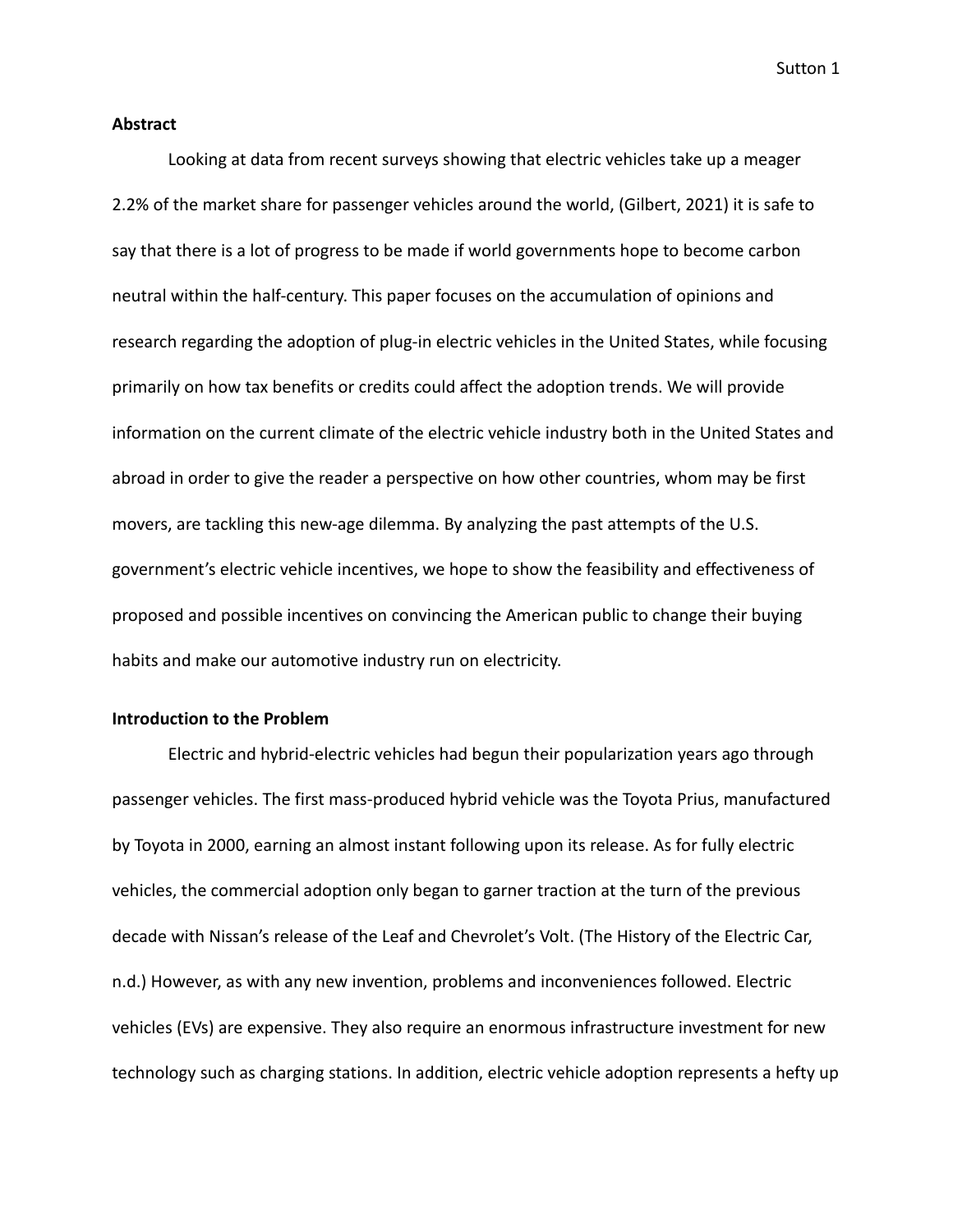## Abstract

Looking at data from recent surveys showing that electric vehicles take up a meager 2.2% of the market share for passenger vehicles around the world, (Gilbert, 2021) it is safe to say that there is a lot of progress to be made if world governments hope to become carbon neutral within the half-century. This paper focuses on the accumulation of opinions and research regarding the adoption of plug-in electric vehicles in the United States, while focusing primarily on how tax benefits or credits could affect the adoption trends. We will provide information on the current climate of the electric vehicle industry both in the United States and abroad in order to give the reader a perspective on how other countries, whom may be first movers, are tackling this new-age dilemma. By analyzing the past attempts of the U.S. government's electric vehicle incentives, we hope to show the feasibility and effectiveness of proposed and possible incentives on convincing the American public to change their buying habits and make our automotive industry run on electricity.

## Introduction to the Problem

Electric and hybrid-electric vehicles had begun their popularization years ago through passenger vehicles. The first mass-produced hybrid vehicle was the Toyota Prius, manufactured by Toyota in 2000, earning an almost instant following upon its release. As for fully electric vehicles, the commercial adoption only began to garner traction at the turn of the previous decade with Nissan's release of the Leaf and Chevrolet's Volt. (The History of the Electric Car, n.d.) However, as with any new invention, problems and inconveniences followed. Electric vehicles (EVs) are expensive. They also require an enormous infrastructure investment for new technology such as charging stations. In addition, electric vehicle adoption represents a hefty up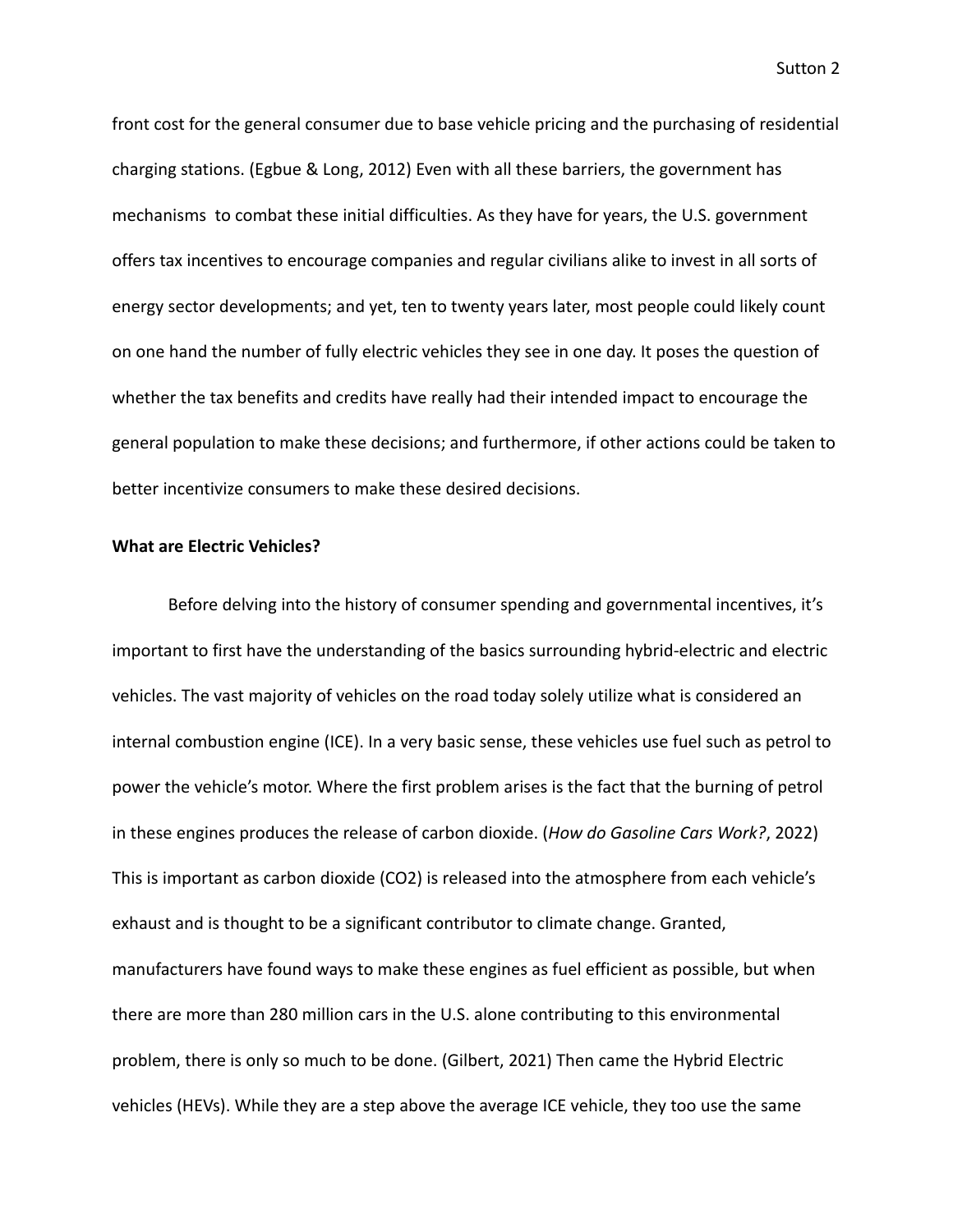front cost for the general consumer due to base vehicle pricing and the purchasing of residential charging stations. (Egbue & Long, 2012) Even with all these barriers, the government has mechanisms to combat these initial difficulties. As they have for years, the U.S. government offers tax incentives to encourage companies and regular civilians alike to invest in all sorts of energy sector developments; and yet, ten to twenty years later, most people could likely count on one hand the number of fully electric vehicles they see in one day. It poses the question of whether the tax benefits and credits have really had their intended impact to encourage the general population to make these decisions; and furthermore, if other actions could be taken to better incentivize consumers to make these desired decisions.

**What are Electric Vehicles?**

Before delving into the history of consumer spending and governmental incentives, it's important to first have the understanding of the basics surrounding hybrid-electric and electric vehicles. The vast majority of vehicles on the road today solely utilize what is considered an internal combustion engine (ICE). In a very basic sense, these vehicles use fuel such as petrol to power the vehicle's motor. Where the first problem arises is the fact that the burning of petrol in these engines produces the release of carbon dioxide. (*How do Gasoline Cars Work?*, 2022) This is important as carbon dioxide ($CO_2$) is released into the atmosphere from each vehicle's exhaust and is thought to be a significant contributor to climate change. Granted, manufacturers have found ways to make these engines as fuel efficient as possible, but when there are more than 280 million cars in the U.S. alone contributing to this environmental problem, there is only so much to be done. (Gilbert, 2021) Then came the Hybrid Electric vehicles (HEVs). While they are a step above the average ICE vehicle, they too use the same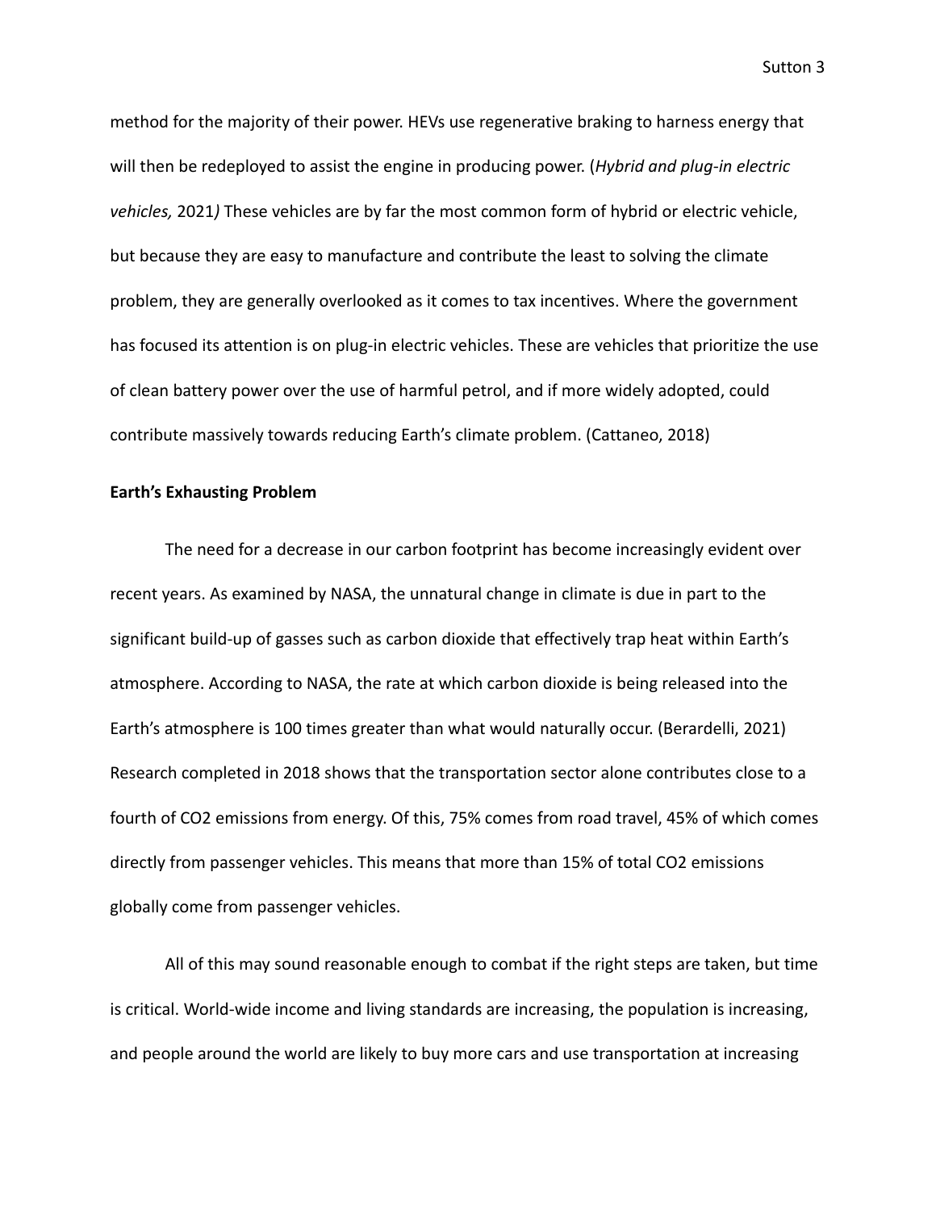method for the majority of their power. HEVs use regenerative braking to harness energy that will then be redeployed to assist the engine in producing power. (*Hybrid and plug-in electric vehicles,* 2021*)* These vehicles are by far the most common form of hybrid or electric vehicle, but because they are easy to manufacture and contribute the least to solving the climate problem, they are generally overlooked as it comes to tax incentives. Where the government has focused its attention is on plug-in electric vehicles. These are vehicles that prioritize the use of clean battery power over the use of harmful petrol, and if more widely adopted, could contribute massively towards reducing Earth's climate problem. (Cattaneo, 2018)

**Earth's Exhausting Problem**

The need for a decrease in our carbon footprint has become increasingly evident over recent years. As examined by NASA, the unnatural change in climate is due in part to the significant build-up of gasses such as carbon dioxide that effectively trap heat within Earth's atmosphere. According to NASA, the rate at which carbon dioxide is being released into the Earth's atmosphere is 100 times greater than what would naturally occur. (Berardelli, 2021) Research completed in 2018 shows that the transportation sector alone contributes close to a fourth of $CO_2$ emissions from energy. Of this, 75% comes from road travel, 45% of which comes directly from passenger vehicles. This means that more than 15% of total $CO_2$ emissions globally come from passenger vehicles.

All of this may sound reasonable enough to combat if the right steps are taken, but time is critical. World-wide income and living standards are increasing, the population is increasing, and people around the world are likely to buy more cars and use transportation at increasing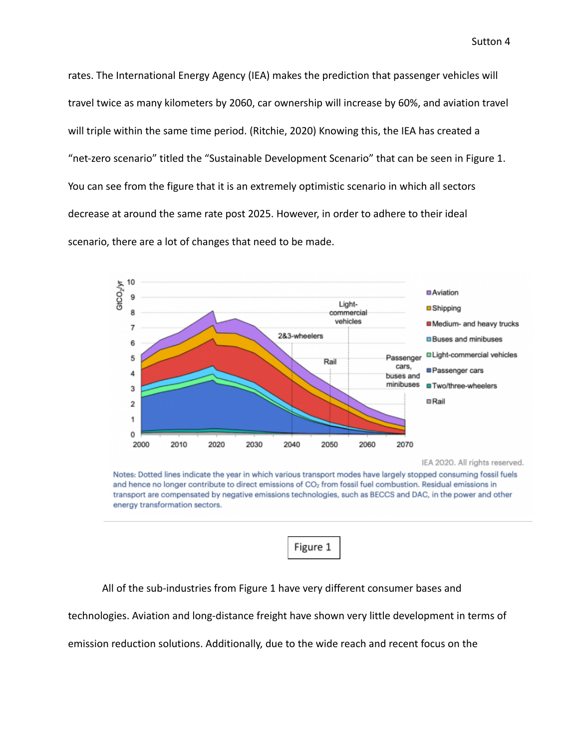rates. The International Energy Agency (IEA) makes the prediction that passenger vehicles will travel twice as many kilometers by 2060, car ownership will increase by 60%, and aviation travel will triple within the same time period. (Ritchie, 2020) Knowing this, the IEA has created a "net-zero scenario" titled the "Sustainable Development Scenario" that can be seen in Figure 1. You can see from the figure that it is an extremely optimistic scenario in which all sectors decrease at around the same rate post 2025. However, in order to adhere to their ideal scenario, there are a lot of changes that need to be made.

Figure 1

All of the sub-industries from Figure 1 have very different consumer bases and technologies. Aviation and long-distance freight have shown very little development in terms of emission reduction solutions. Additionally, due to the wide reach and recent focus on the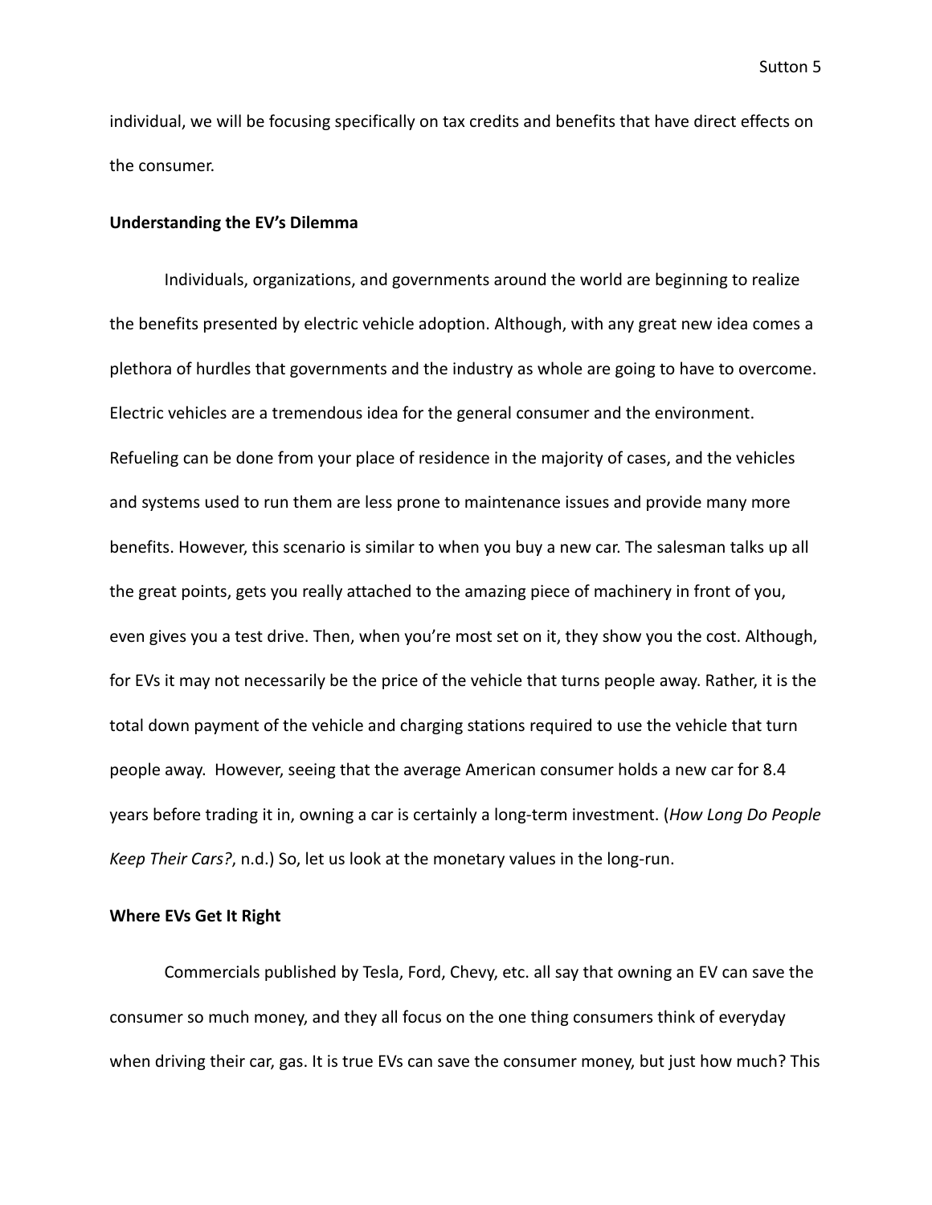individual, we will be focusing specifically on tax credits and benefits that have direct effects on the consumer.

**Understanding the EV's Dilemma**

Individuals, organizations, and governments around the world are beginning to realize the benefits presented by electric vehicle adoption. Although, with any great new idea comes a plethora of hurdles that governments and the industry as whole are going to have to overcome. Electric vehicles are a tremendous idea for the general consumer and the environment. Refueling can be done from your place of residence in the majority of cases, and the vehicles and systems used to run them are less prone to maintenance issues and provide many more benefits. However, this scenario is similar to when you buy a new car. The salesman talks up all the great points, gets you really attached to the amazing piece of machinery in front of you, even gives you a test drive. Then, when you're most set on it, they show you the cost. Although, for EVs it may not necessarily be the price of the vehicle that turns people away. Rather, it is the total down payment of the vehicle and charging stations required to use the vehicle that turn people away. However, seeing that the average American consumer holds a new car for 8.4 years before trading it in, owning a car is certainly a long-term investment. (*How Long Do People Keep Their Cars?*, n.d.) So, let us look at the monetary values in the long-run.

**Where EVs Get It Right**

Commercials published by Tesla, Ford, Chevy, etc. all say that owning an EV can save the consumer so much money, and they all focus on the one thing consumers think of everyday when driving their car, gas. It is true EVs can save the consumer money, but just how much? This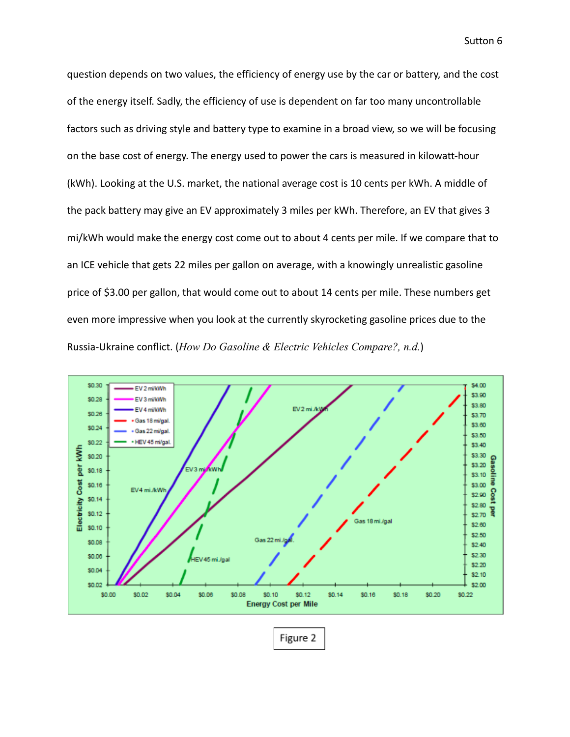question depends on two values, the efficiency of energy use by the car or battery, and the cost of the energy itself. Sadly, the efficiency of use is dependent on far too many uncontrollable factors such as driving style and battery type to examine in a broad view, so we will be focusing on the base cost of energy. The energy used to power the cars is measured in kilowatt-hour (kWh). Looking at the U.S. market, the national average cost is 10 cents per kWh. A middle of the pack battery may give an EV approximately 3 miles per kWh. Therefore, an EV that gives 3 mi/kWh would make the energy cost come out to about 4 cents per mile. If we compare that to an ICE vehicle that gets 22 miles per gallon on average, with a knowingly unrealistic gasoline price of $3.00 per gallon, that would come out to about 14 cents per mile. These numbers get even more impressive when you look at the currently skyrocketing gasoline prices due to the Russia-Ukraine conflict. (*How Do Gasoline & Electric Vehicles Compare?, n.d.*)

Figure 2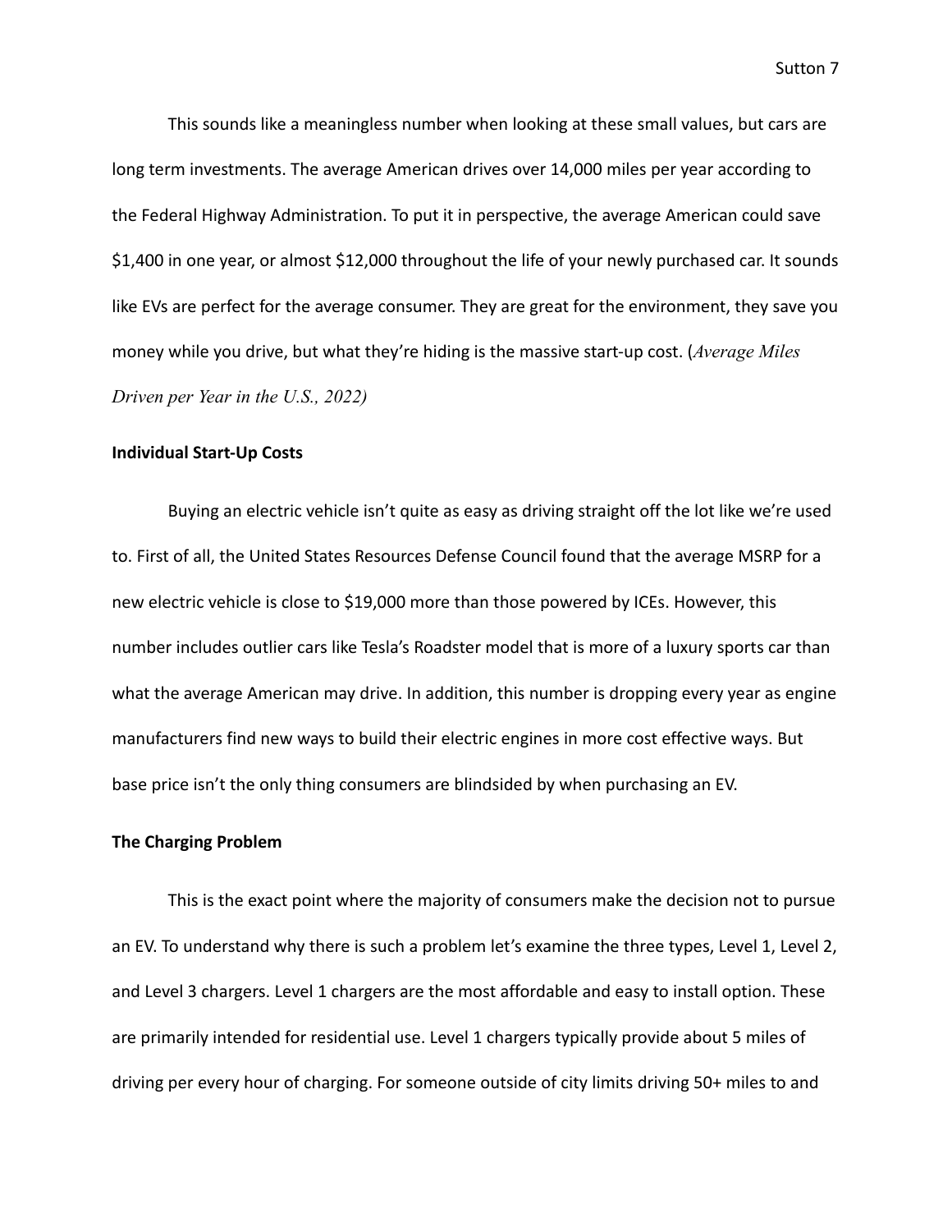This sounds like a meaningless number when looking at these small values, but cars are long term investments. The average American drives over 14,000 miles per year according to the Federal Highway Administration. To put it in perspective, the average American could save $1,400 in one year, or almost $12,000 throughout the life of your newly purchased car. It sounds like EVs are perfect for the average consumer. They are great for the environment, they save you money while you drive, but what they're hiding is the massive start-up cost. (*Average Miles Driven per Year in the U.S., 2022)*

**Individual Start-Up Costs**

Buying an electric vehicle isn't quite as easy as driving straight off the lot like we're used to. First of all, the United States Resources Defense Council found that the average MSRP for a new electric vehicle is close to $19,000 more than those powered by ICEs. However, this number includes outlier cars like Tesla's Roadster model that is more of a luxury sports car than what the average American may drive. In addition, this number is dropping every year as engine manufacturers find new ways to build their electric engines in more cost effective ways. But base price isn't the only thing consumers are blindsided by when purchasing an EV.

**The Charging Problem**

This is the exact point where the majority of consumers make the decision not to pursue an EV. To understand why there is such a problem let's examine the three types, Level 1, Level 2, and Level 3 chargers. Level 1 chargers are the most affordable and easy to install option. These are primarily intended for residential use. Level 1 chargers typically provide about 5 miles of driving per every hour of charging. For someone outside of city limits driving 50+ miles to and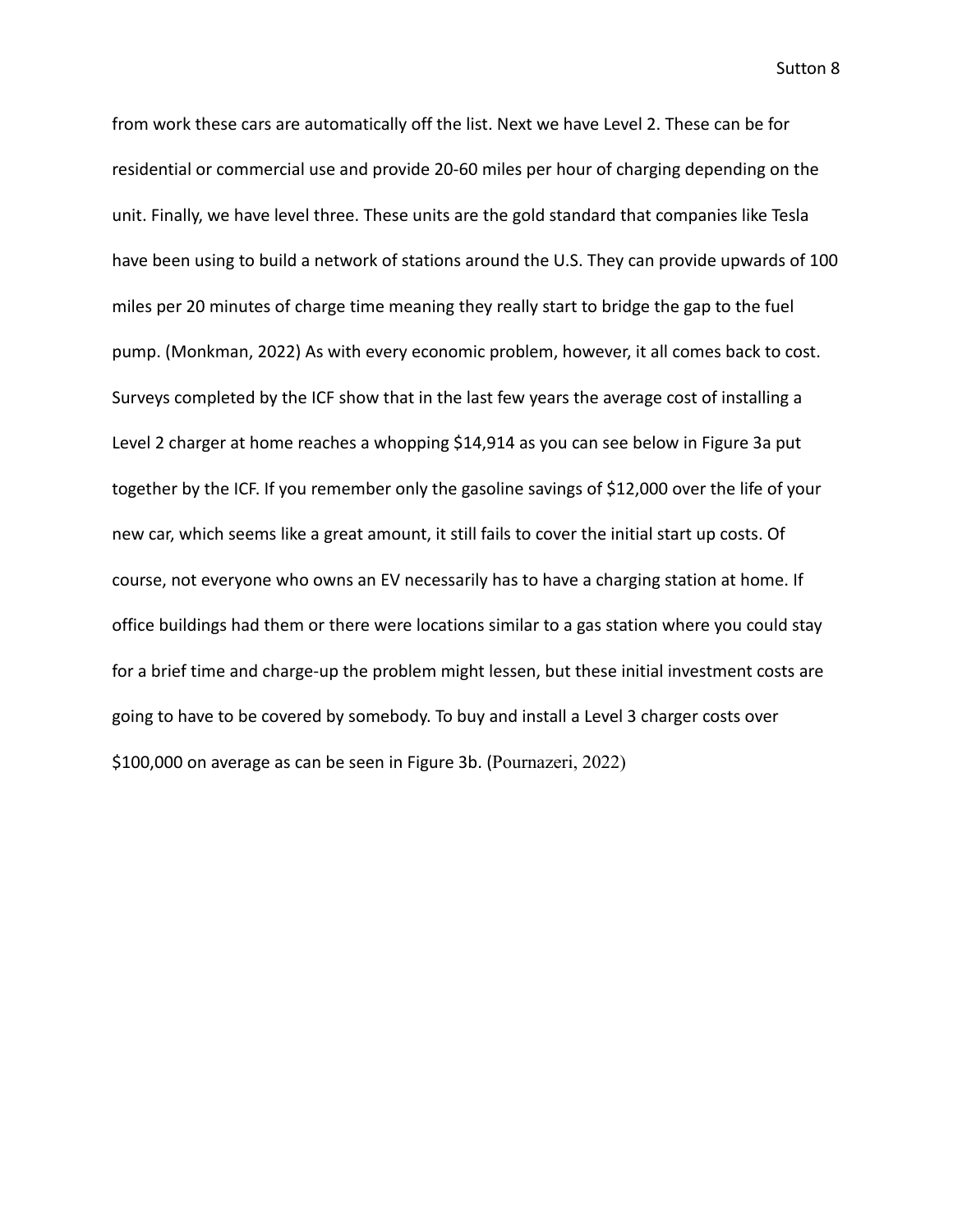from work these cars are automatically off the list. Next we have Level 2. These can be for residential or commercial use and provide 20-60 miles per hour of charging depending on the unit. Finally, we have level three. These units are the gold standard that companies like Tesla have been using to build a network of stations around the U.S. They can provide upwards of 100 miles per 20 minutes of charge time meaning they really start to bridge the gap to the fuel pump. (Monkman, 2022) As with every economic problem, however, it all comes back to cost. Surveys completed by the ICF show that in the last few years the average cost of installing a Level 2 charger at home reaches a whopping $14,914 as you can see below in Figure 3a put together by the ICF. If you remember only the gasoline savings of $12,000 over the life of your new car, which seems like a great amount, it still fails to cover the initial start up costs. Of course, not everyone who owns an EV necessarily has to have a charging station at home. If office buildings had them or there were locations similar to a gas station where you could stay for a brief time and charge-up the problem might lessen, but these initial investment costs are going to have to be covered by somebody. To buy and install a Level 3 charger costs over $100,000 on average as can be seen in Figure 3b. (Pournazeri, 2022)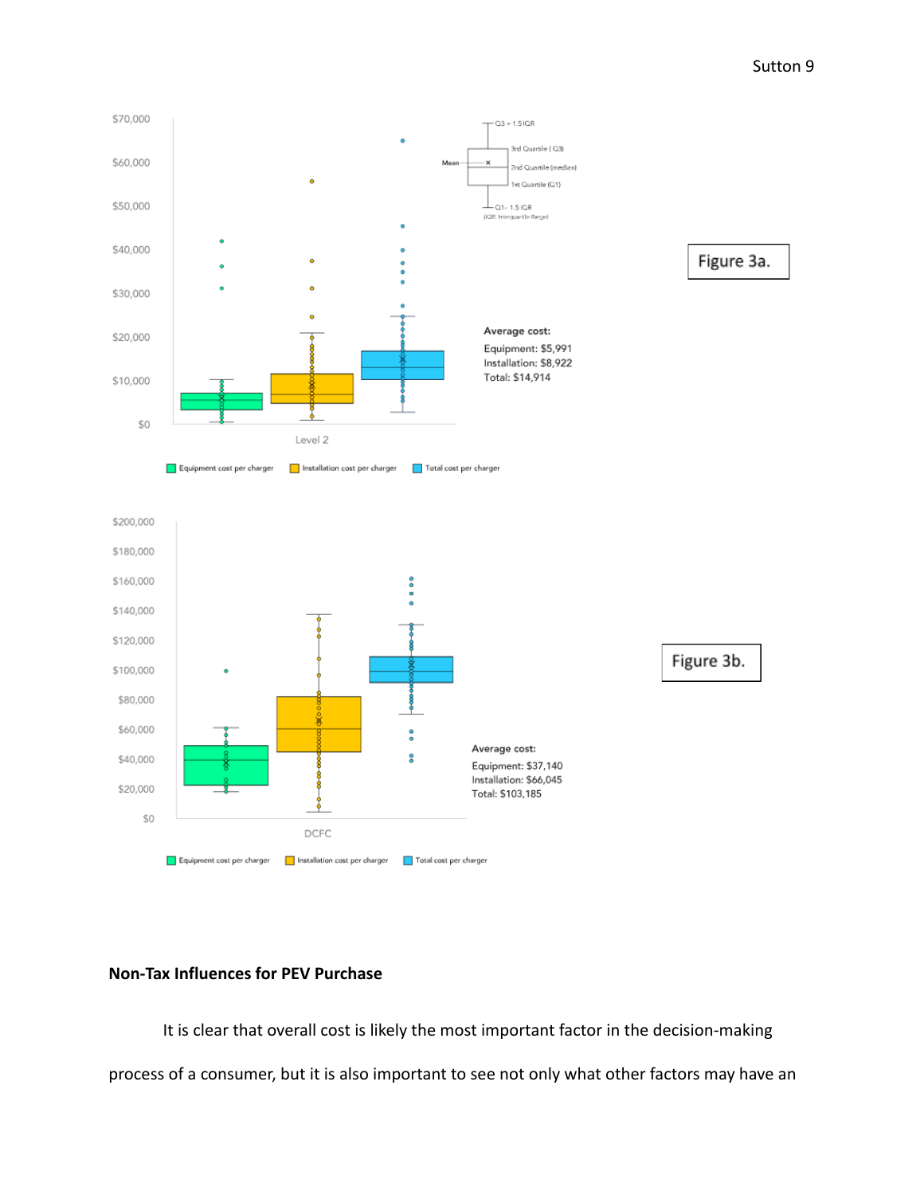Figure 3a.

Average cost:
Equipment: $5,991
Installation: $8,922
Total: $14,914

Figure 3b.

Average cost:
Equipment: $37,140
Installation: $66,045
Total: $103,185

**Non-Tax Influences for PEV Purchase**

It is clear that overall cost is likely the most important factor in the decision-making process of a consumer, but it is also important to see not only what other factors may have an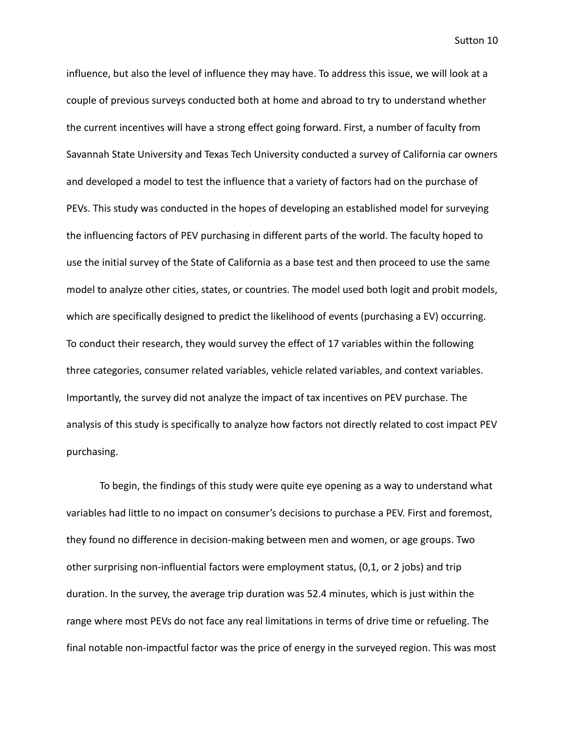influence, but also the level of influence they may have. To address this issue, we will look at a couple of previous surveys conducted both at home and abroad to try to understand whether the current incentives will have a strong effect going forward. First, a number of faculty from Savannah State University and Texas Tech University conducted a survey of California car owners and developed a model to test the influence that a variety of factors had on the purchase of PEVs. This study was conducted in the hopes of developing an established model for surveying the influencing factors of PEV purchasing in different parts of the world. The faculty hoped to use the initial survey of the State of California as a base test and then proceed to use the same model to analyze other cities, states, or countries. The model used both logit and probit models, which are specifically designed to predict the likelihood of events (purchasing a EV) occurring. To conduct their research, they would survey the effect of 17 variables within the following three categories, consumer related variables, vehicle related variables, and context variables. Importantly, the survey did not analyze the impact of tax incentives on PEV purchase. The analysis of this study is specifically to analyze how factors not directly related to cost impact PEV purchasing.

To begin, the findings of this study were quite eye opening as a way to understand what variables had little to no impact on consumer's decisions to purchase a PEV. First and foremost, they found no difference in decision-making between men and women, or age groups. Two other surprising non-influential factors were employment status, (0,1, or 2 jobs) and trip duration. In the survey, the average trip duration was 52.4 minutes, which is just within the range where most PEVs do not face any real limitations in terms of drive time or refueling. The final notable non-impactful factor was the price of energy in the surveyed region. This was most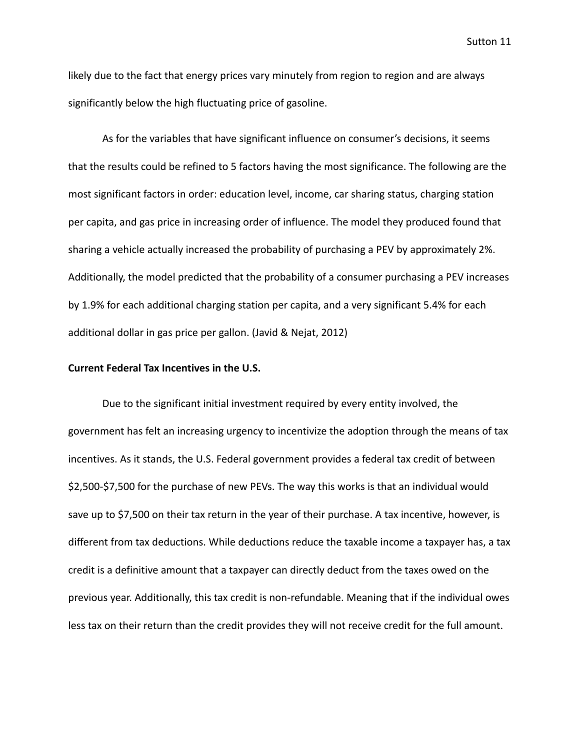likely due to the fact that energy prices vary minutely from region to region and are always significantly below the high fluctuating price of gasoline.

As for the variables that have significant influence on consumer's decisions, it seems that the results could be refined to 5 factors having the most significance. The following are the most significant factors in order: education level, income, car sharing status, charging station per capita, and gas price in increasing order of influence. The model they produced found that sharing a vehicle actually increased the probability of purchasing a PEV by approximately 2%. Additionally, the model predicted that the probability of a consumer purchasing a PEV increases by 1.9% for each additional charging station per capita, and a very significant 5.4% for each additional dollar in gas price per gallon. (Javid & Nejat, 2012)

**Current Federal Tax Incentives in the U.S.**

Due to the significant initial investment required by every entity involved, the government has felt an increasing urgency to incentivize the adoption through the means of tax incentives. As it stands, the U.S. Federal government provides a federal tax credit of between $2,500-$7,500 for the purchase of new PEVs. The way this works is that an individual would save up to $7,500 on their tax return in the year of their purchase. A tax incentive, however, is different from tax deductions. While deductions reduce the taxable income a taxpayer has, a tax credit is a definitive amount that a taxpayer can directly deduct from the taxes owed on the previous year. Additionally, this tax credit is non-refundable. Meaning that if the individual owes less tax on their return than the credit provides they will not receive credit for the full amount.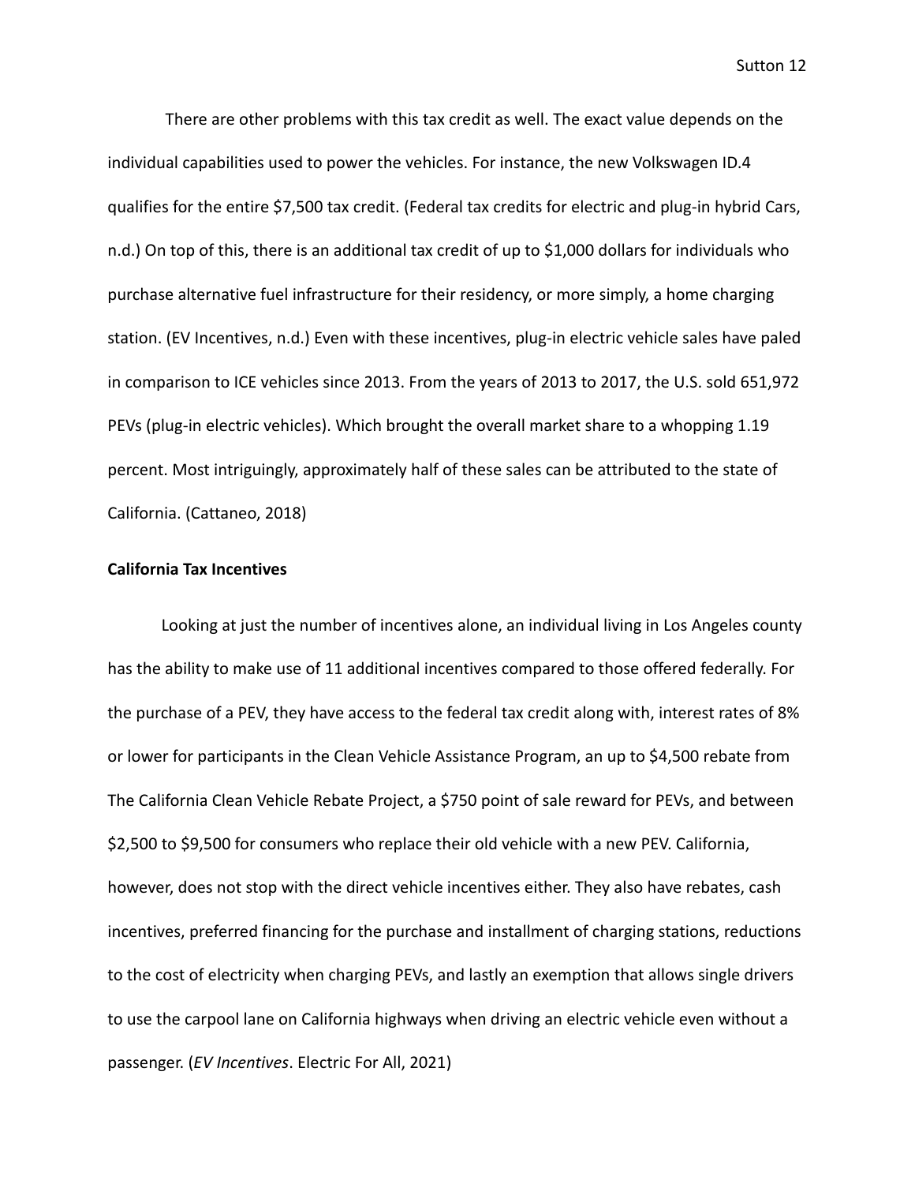There are other problems with this tax credit as well. The exact value depends on the individual capabilities used to power the vehicles. For instance, the new Volkswagen ID.4 qualifies for the entire $7,500 tax credit. (Federal tax credits for electric and plug-in hybrid Cars, n.d.) On top of this, there is an additional tax credit of up to $1,000 dollars for individuals who purchase alternative fuel infrastructure for their residency, or more simply, a home charging station. (EV Incentives, n.d.) Even with these incentives, plug-in electric vehicle sales have paled in comparison to ICE vehicles since 2013. From the years of 2013 to 2017, the U.S. sold 651,972 PEVs (plug-in electric vehicles). Which brought the overall market share to a whopping 1.19 percent. Most intriguingly, approximately half of these sales can be attributed to the state of California. (Cattaneo, 2018)

**California Tax Incentives**

Looking at just the number of incentives alone, an individual living in Los Angeles county has the ability to make use of 11 additional incentives compared to those offered federally. For the purchase of a PEV, they have access to the federal tax credit along with, interest rates of 8% or lower for participants in the Clean Vehicle Assistance Program, an up to $4,500 rebate from The California Clean Vehicle Rebate Project, a $750 point of sale reward for PEVs, and between $2,500 to $9,500 for consumers who replace their old vehicle with a new PEV. California, however, does not stop with the direct vehicle incentives either. They also have rebates, cash incentives, preferred financing for the purchase and installment of charging stations, reductions to the cost of electricity when charging PEVs, and lastly an exemption that allows single drivers to use the carpool lane on California highways when driving an electric vehicle even without a passenger. (*EV Incentives*. Electric For All, 2021)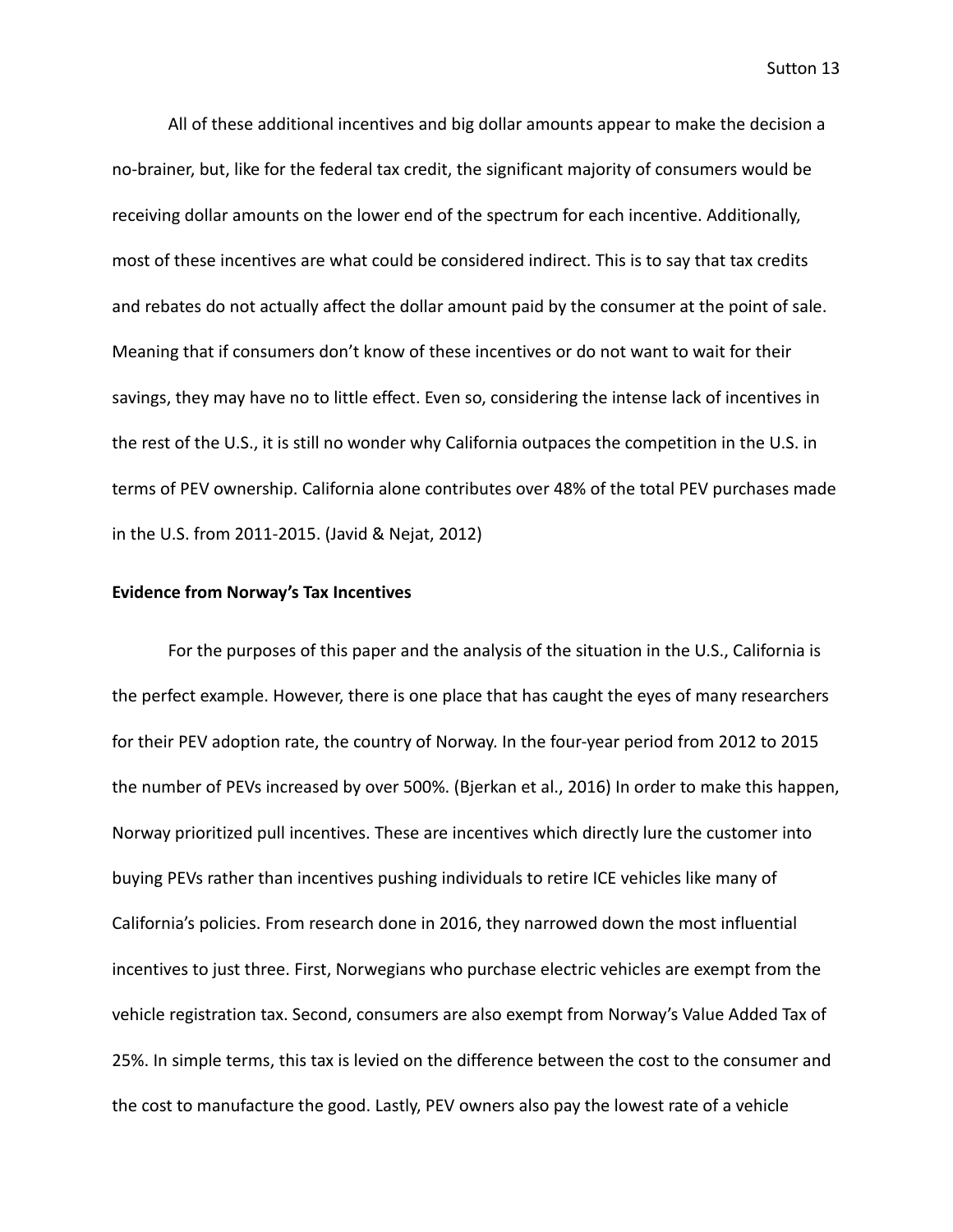All of these additional incentives and big dollar amounts appear to make the decision a no-brainer, but, like for the federal tax credit, the significant majority of consumers would be receiving dollar amounts on the lower end of the spectrum for each incentive. Additionally, most of these incentives are what could be considered indirect. This is to say that tax credits and rebates do not actually affect the dollar amount paid by the consumer at the point of sale. Meaning that if consumers don't know of these incentives or do not want to wait for their savings, they may have no to little effect. Even so, considering the intense lack of incentives in the rest of the U.S., it is still no wonder why California outpaces the competition in the U.S. in terms of PEV ownership. California alone contributes over 48% of the total PEV purchases made in the U.S. from 2011-2015. (Javid & Nejat, 2012)

**Evidence from Norway's Tax Incentives**

For the purposes of this paper and the analysis of the situation in the U.S., California is the perfect example. However, there is one place that has caught the eyes of many researchers for their PEV adoption rate, the country of Norway. In the four-year period from 2012 to 2015 the number of PEVs increased by over 500%. (Bjerkan et al., 2016) In order to make this happen, Norway prioritized pull incentives. These are incentives which directly lure the customer into buying PEVs rather than incentives pushing individuals to retire ICE vehicles like many of California's policies. From research done in 2016, they narrowed down the most influential incentives to just three. First, Norwegians who purchase electric vehicles are exempt from the vehicle registration tax. Second, consumers are also exempt from Norway's Value Added Tax of 25%. In simple terms, this tax is levied on the difference between the cost to the consumer and the cost to manufacture the good. Lastly, PEV owners also pay the lowest rate of a vehicle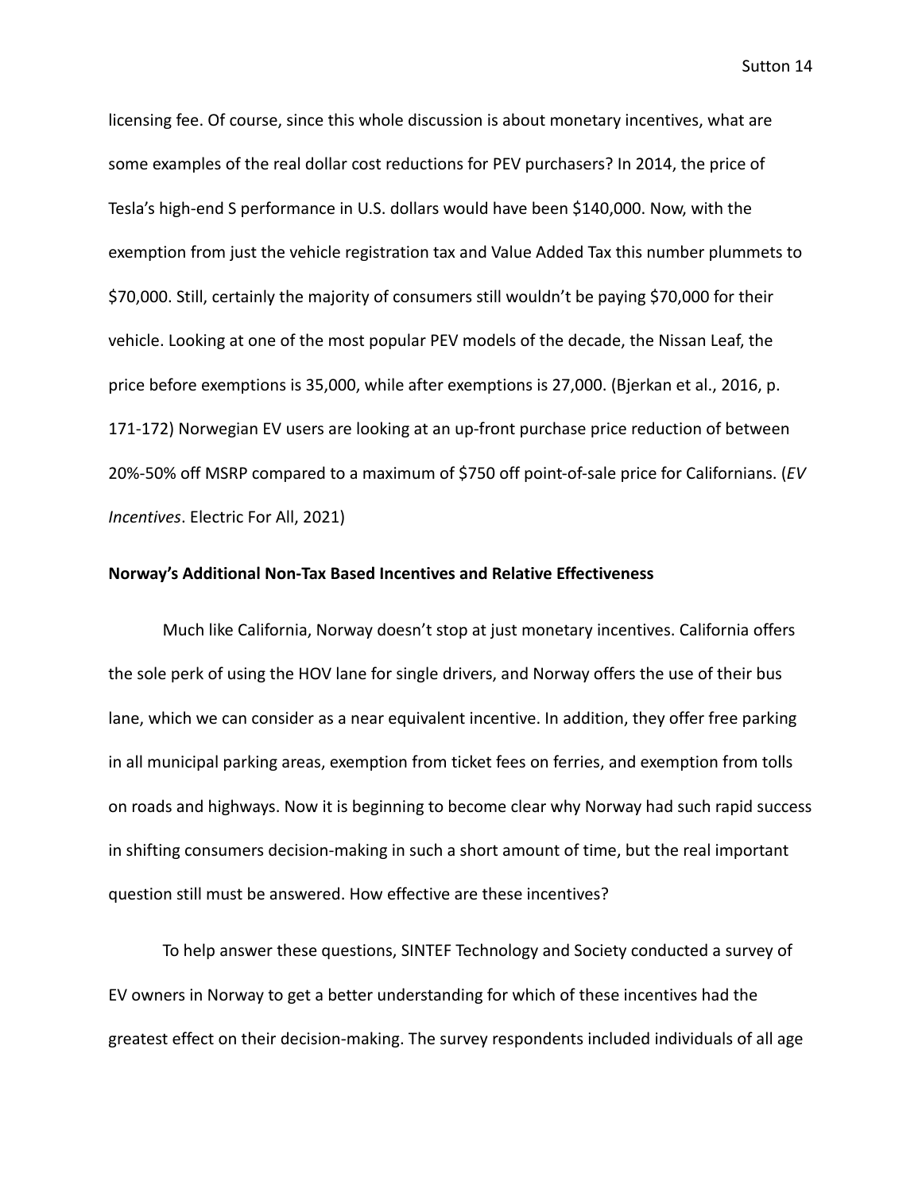licensing fee. Of course, since this whole discussion is about monetary incentives, what are some examples of the real dollar cost reductions for PEV purchasers? In 2014, the price of Tesla's high-end S performance in U.S. dollars would have been $140,000. Now, with the exemption from just the vehicle registration tax and Value Added Tax this number plummets to $70,000. Still, certainly the majority of consumers still wouldn't be paying $70,000 for their vehicle. Looking at one of the most popular PEV models of the decade, the Nissan Leaf, the price before exemptions is 35,000, while after exemptions is 27,000. (Bjerkan et al., 2016, p. 171-172) Norwegian EV users are looking at an up-front purchase price reduction of between 20%-50% off MSRP compared to a maximum of $750 off point-of-sale price for Californians. (*EV Incentives*. Electric For All, 2021)

**Norway's Additional Non-Tax Based Incentives and Relative Effectiveness**

Much like California, Norway doesn't stop at just monetary incentives. California offers the sole perk of using the HOV lane for single drivers, and Norway offers the use of their bus lane, which we can consider as a near equivalent incentive. In addition, they offer free parking in all municipal parking areas, exemption from ticket fees on ferries, and exemption from tolls on roads and highways. Now it is beginning to become clear why Norway had such rapid success in shifting consumers decision-making in such a short amount of time, but the real important question still must be answered. How effective are these incentives?

To help answer these questions, SINTEF Technology and Society conducted a survey of EV owners in Norway to get a better understanding for which of these incentives had the greatest effect on their decision-making. The survey respondents included individuals of all age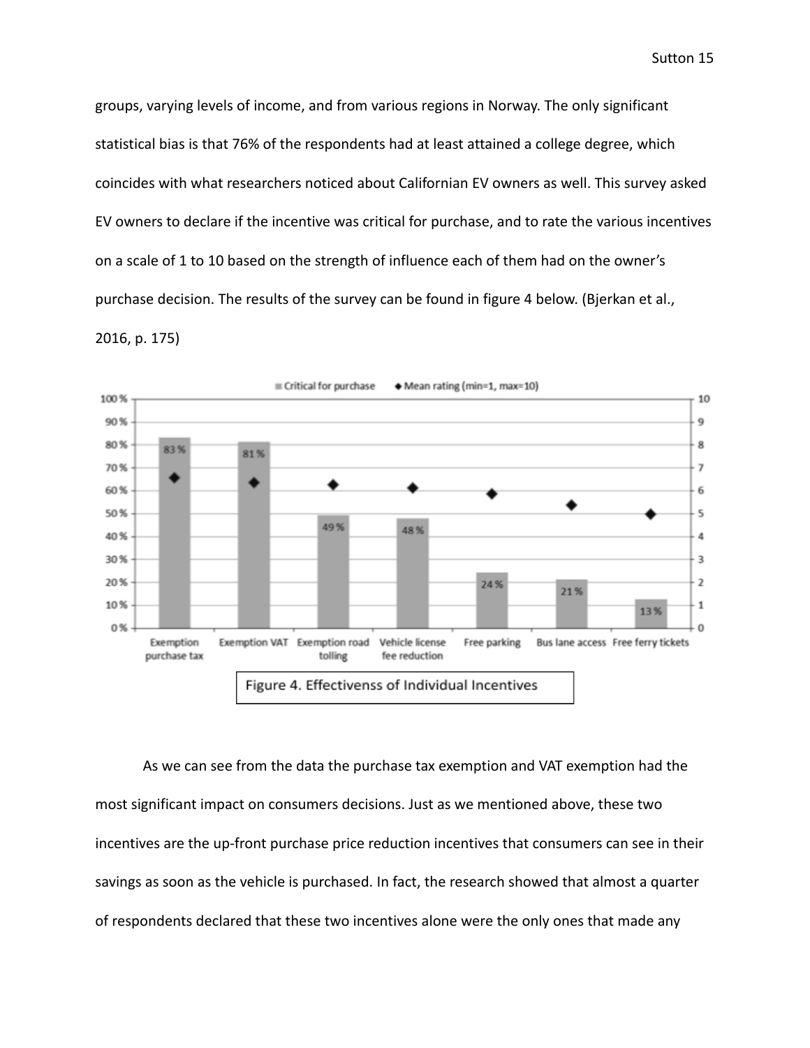groups, varying levels of income, and from various regions in Norway. The only significant statistical bias is that 76% of the respondents had at least attained a college degree, which coincides with what researchers noticed about Californian EV owners as well. This survey asked EV owners to declare if the incentive was critical for purchase, and to rate the various incentives on a scale of 1 to 10 based on the strength of influence each of them had on the owner's purchase decision. The results of the survey can be found in figure 4 below. (Bjerkan et al., 2016, p. 175)

Figure 4. Effectivenss of Individual Incentives

As we can see from the data the purchase tax exemption and VAT exemption had the most significant impact on consumers decisions. Just as we mentioned above, these two incentives are the up-front purchase price reduction incentives that consumers can see in their savings as soon as the vehicle is purchased. In fact, the research showed that almost a quarter of respondents declared that these two incentives alone were the only ones that made any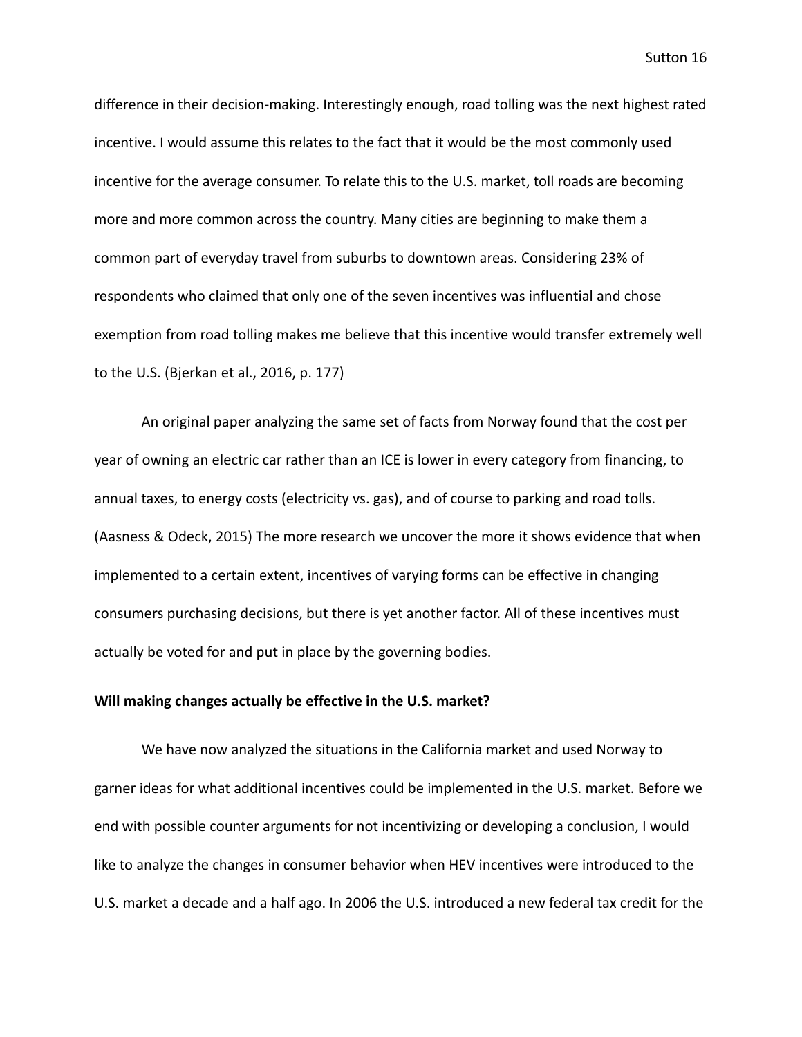difference in their decision-making. Interestingly enough, road tolling was the next highest rated incentive. I would assume this relates to the fact that it would be the most commonly used incentive for the average consumer. To relate this to the U.S. market, toll roads are becoming more and more common across the country. Many cities are beginning to make them a common part of everyday travel from suburbs to downtown areas. Considering 23% of respondents who claimed that only one of the seven incentives was influential and chose exemption from road tolling makes me believe that this incentive would transfer extremely well to the U.S. (Bjerkan et al., 2016, p. 177)

An original paper analyzing the same set of facts from Norway found that the cost per year of owning an electric car rather than an ICE is lower in every category from financing, to annual taxes, to energy costs (electricity vs. gas), and of course to parking and road tolls. (Aasness & Odeck, 2015) The more research we uncover the more it shows evidence that when implemented to a certain extent, incentives of varying forms can be effective in changing consumers purchasing decisions, but there is yet another factor. All of these incentives must actually be voted for and put in place by the governing bodies.

**Will making changes actually be effective in the U.S. market?**

We have now analyzed the situations in the California market and used Norway to garner ideas for what additional incentives could be implemented in the U.S. market. Before we end with possible counter arguments for not incentivizing or developing a conclusion, I would like to analyze the changes in consumer behavior when HEV incentives were introduced to the U.S. market a decade and a half ago. In 2006 the U.S. introduced a new federal tax credit for the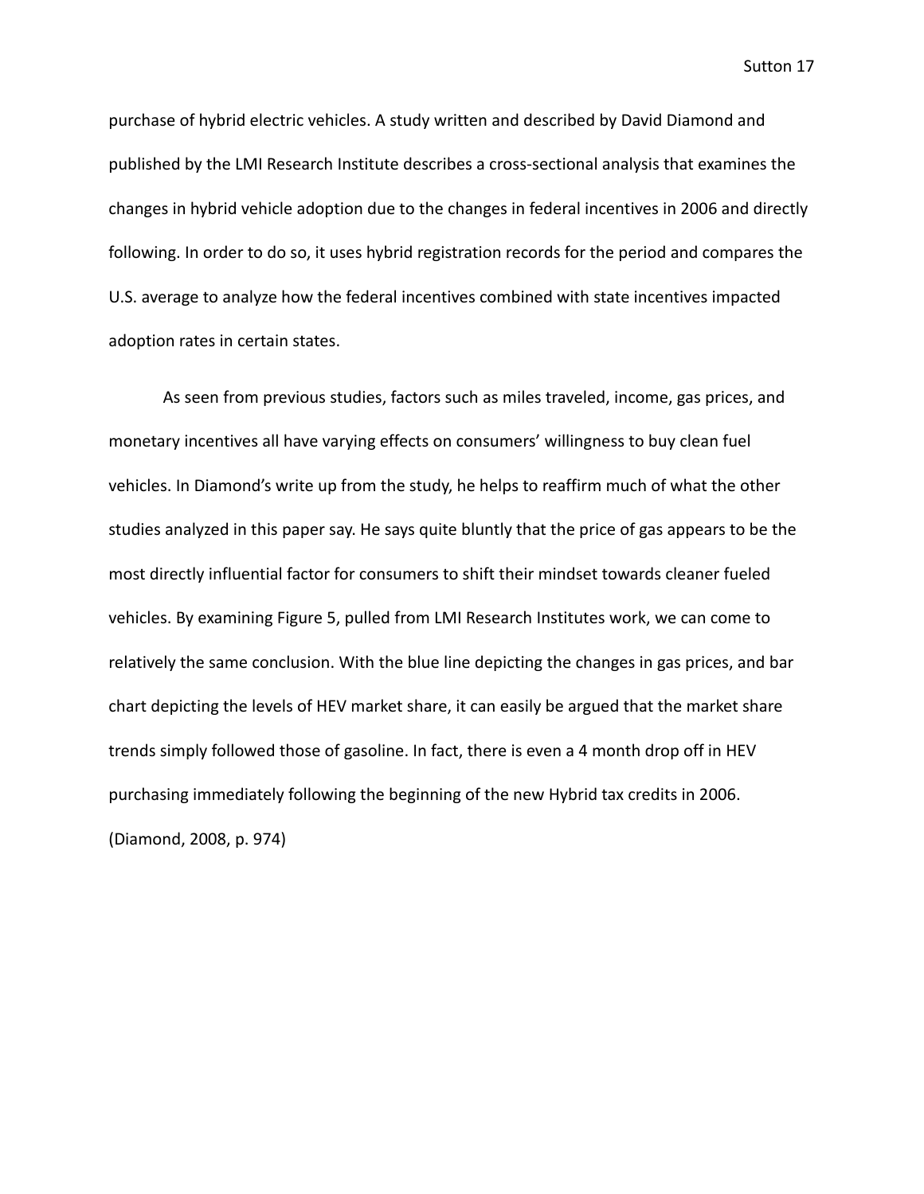purchase of hybrid electric vehicles. A study written and described by David Diamond and published by the LMI Research Institute describes a cross-sectional analysis that examines the changes in hybrid vehicle adoption due to the changes in federal incentives in 2006 and directly following. In order to do so, it uses hybrid registration records for the period and compares the U.S. average to analyze how the federal incentives combined with state incentives impacted adoption rates in certain states.

As seen from previous studies, factors such as miles traveled, income, gas prices, and monetary incentives all have varying effects on consumers' willingness to buy clean fuel vehicles. In Diamond's write up from the study, he helps to reaffirm much of what the other studies analyzed in this paper say. He says quite bluntly that the price of gas appears to be the most directly influential factor for consumers to shift their mindset towards cleaner fueled vehicles. By examining Figure 5, pulled from LMI Research Institutes work, we can come to relatively the same conclusion. With the blue line depicting the changes in gas prices, and bar chart depicting the levels of HEV market share, it can easily be argued that the market share trends simply followed those of gasoline. In fact, there is even a 4 month drop off in HEV purchasing immediately following the beginning of the new Hybrid tax credits in 2006. (Diamond, 2008, p. 974)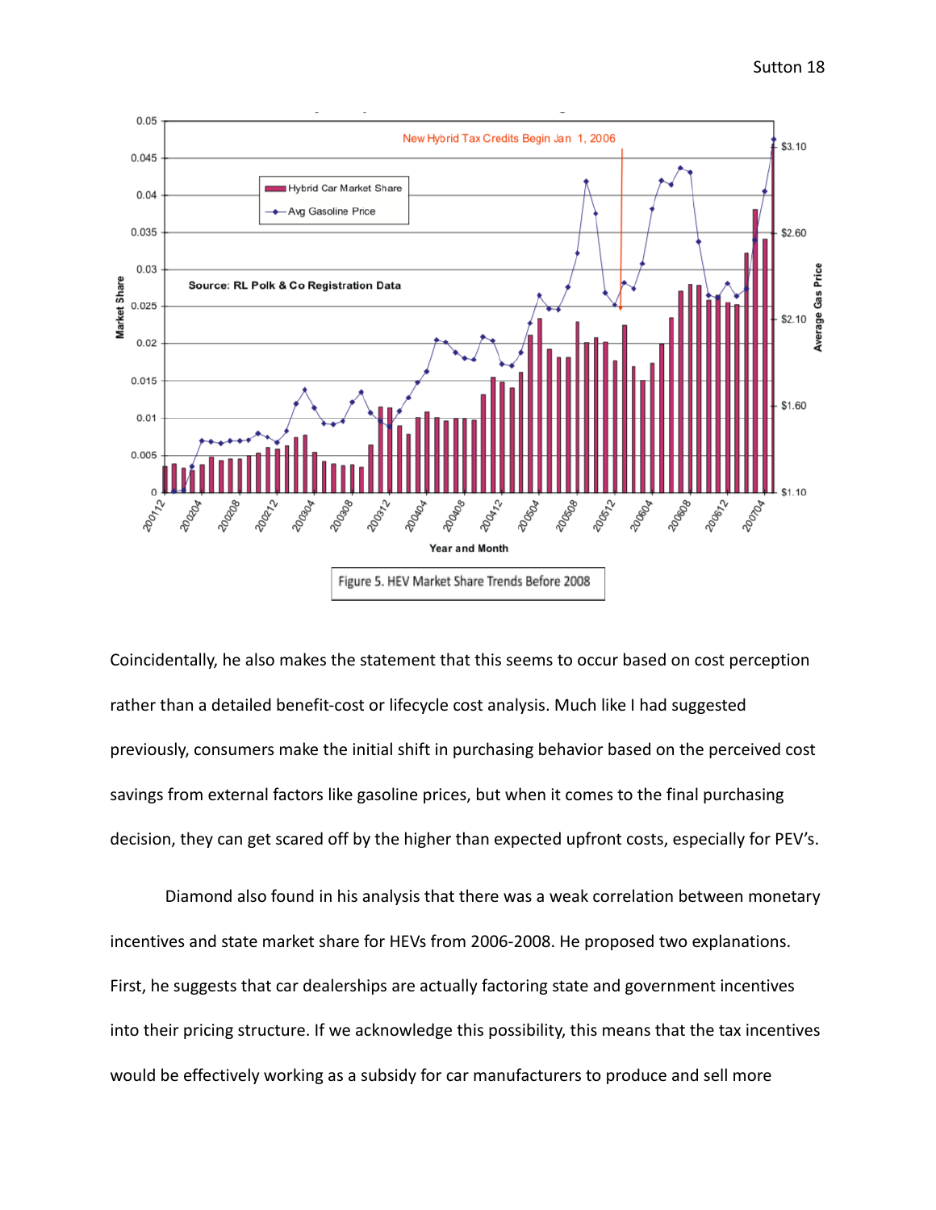Figure 5. HEV Market Share Trends Before 2008

Coincidentally, he also makes the statement that this seems to occur based on cost perception rather than a detailed benefit-cost or lifecycle cost analysis. Much like I had suggested previously, consumers make the initial shift in purchasing behavior based on the perceived cost savings from external factors like gasoline prices, but when it comes to the final purchasing decision, they can get scared off by the higher than expected upfront costs, especially for PEV's.

Diamond also found in his analysis that there was a weak correlation between monetary incentives and state market share for HEVs from 2006-2008. He proposed two explanations. First, he suggests that car dealerships are actually factoring state and government incentives into their pricing structure. If we acknowledge this possibility, this means that the tax incentives would be effectively working as a subsidy for car manufacturers to produce and sell more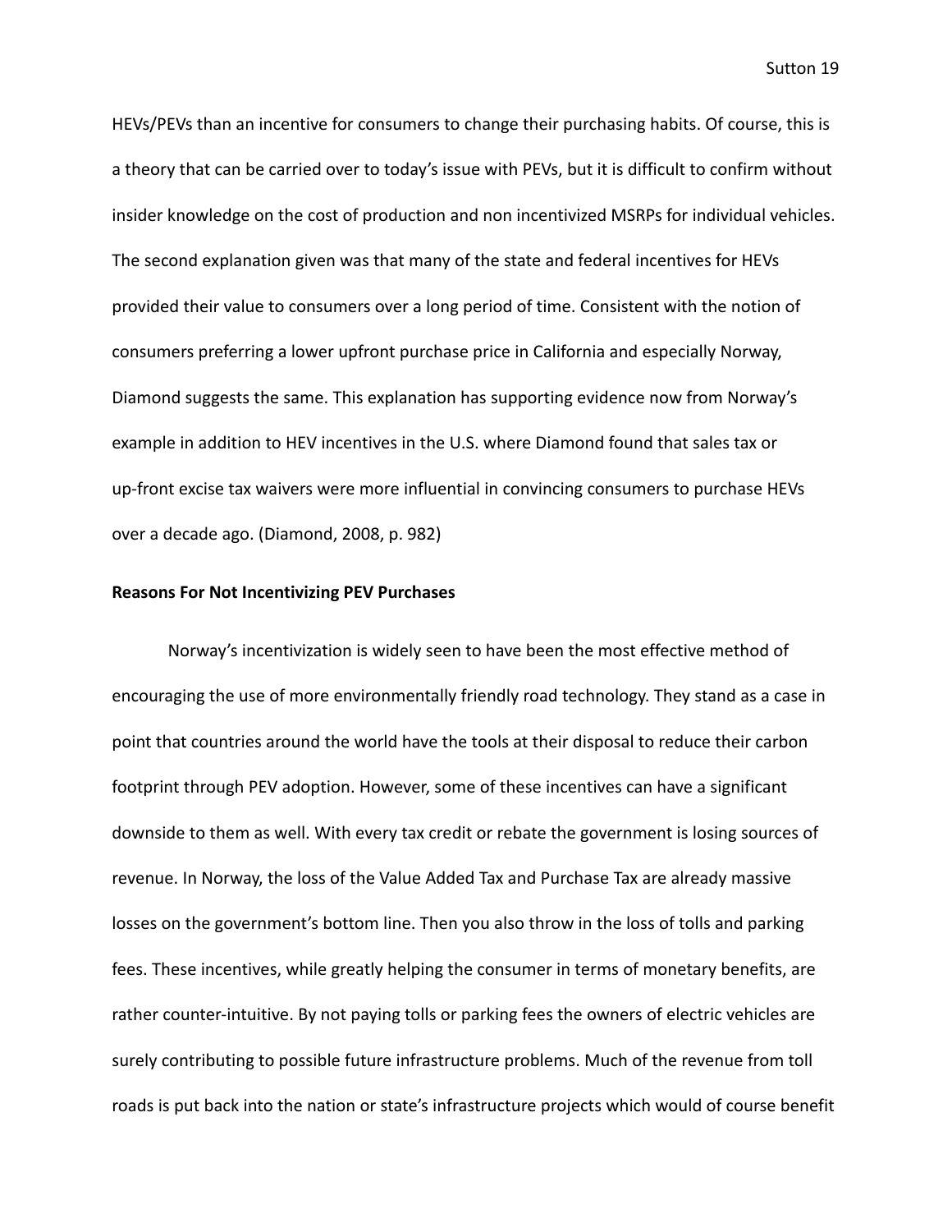HEVs/PEVs than an incentive for consumers to change their purchasing habits. Of course, this is a theory that can be carried over to today's issue with PEVs, but it is difficult to confirm without insider knowledge on the cost of production and non incentivized MSRPs for individual vehicles. The second explanation given was that many of the state and federal incentives for HEVs provided their value to consumers over a long period of time. Consistent with the notion of consumers preferring a lower upfront purchase price in California and especially Norway, Diamond suggests the same. This explanation has supporting evidence now from Norway's example in addition to HEV incentives in the U.S. where Diamond found that sales tax or up-front excise tax waivers were more influential in convincing consumers to purchase HEVs over a decade ago. (Diamond, 2008, p. 982)

**Reasons For Not Incentivizing PEV Purchases**

Norway's incentivization is widely seen to have been the most effective method of encouraging the use of more environmentally friendly road technology. They stand as a case in point that countries around the world have the tools at their disposal to reduce their carbon footprint through PEV adoption. However, some of these incentives can have a significant downside to them as well. With every tax credit or rebate the government is losing sources of revenue. In Norway, the loss of the Value Added Tax and Purchase Tax are already massive losses on the government's bottom line. Then you also throw in the loss of tolls and parking fees. These incentives, while greatly helping the consumer in terms of monetary benefits, are rather counter-intuitive. By not paying tolls or parking fees the owners of electric vehicles are surely contributing to possible future infrastructure problems. Much of the revenue from toll roads is put back into the nation or state's infrastructure projects which would of course benefit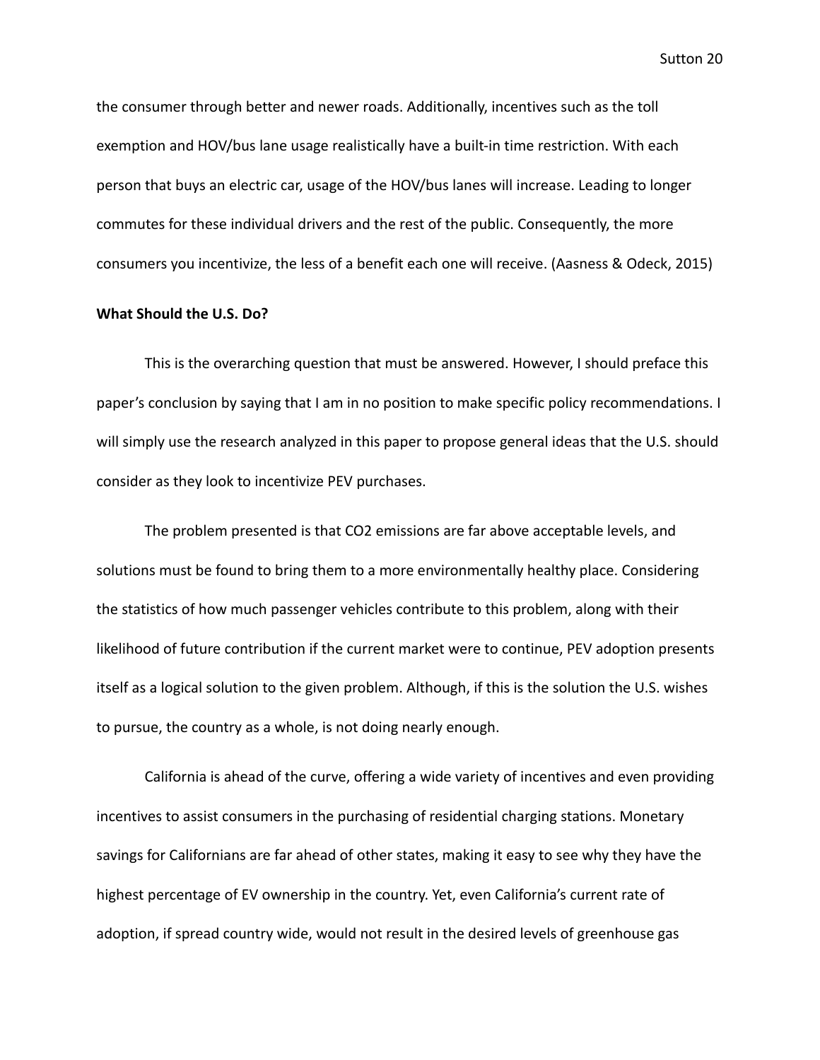the consumer through better and newer roads. Additionally, incentives such as the toll exemption and HOV/bus lane usage realistically have a built-in time restriction. With each person that buys an electric car, usage of the HOV/bus lanes will increase. Leading to longer commutes for these individual drivers and the rest of the public. Consequently, the more consumers you incentivize, the less of a benefit each one will receive. (Aasness & Odeck, 2015)

**What Should the U.S. Do?**

This is the overarching question that must be answered. However, I should preface this paper's conclusion by saying that I am in no position to make specific policy recommendations. I will simply use the research analyzed in this paper to propose general ideas that the U.S. should consider as they look to incentivize PEV purchases.

The problem presented is that $CO_2$ emissions are far above acceptable levels, and solutions must be found to bring them to a more environmentally healthy place. Considering the statistics of how much passenger vehicles contribute to this problem, along with their likelihood of future contribution if the current market were to continue, PEV adoption presents itself as a logical solution to the given problem. Although, if this is the solution the U.S. wishes to pursue, the country as a whole, is not doing nearly enough.

California is ahead of the curve, offering a wide variety of incentives and even providing incentives to assist consumers in the purchasing of residential charging stations. Monetary savings for Californians are far ahead of other states, making it easy to see why they have the highest percentage of EV ownership in the country. Yet, even California's current rate of adoption, if spread country wide, would not result in the desired levels of greenhouse gas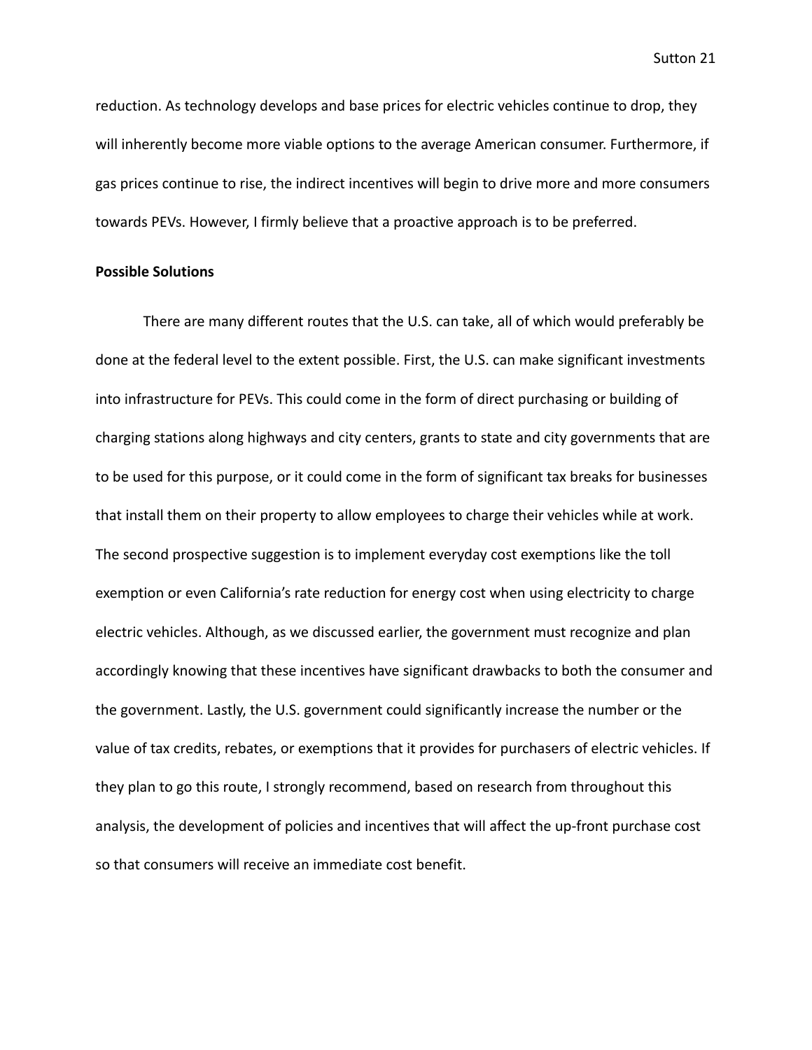reduction. As technology develops and base prices for electric vehicles continue to drop, they will inherently become more viable options to the average American consumer. Furthermore, if gas prices continue to rise, the indirect incentives will begin to drive more and more consumers towards PEVs. However, I firmly believe that a proactive approach is to be preferred.

**Possible Solutions**

There are many different routes that the U.S. can take, all of which would preferably be done at the federal level to the extent possible. First, the U.S. can make significant investments into infrastructure for PEVs. This could come in the form of direct purchasing or building of charging stations along highways and city centers, grants to state and city governments that are to be used for this purpose, or it could come in the form of significant tax breaks for businesses that install them on their property to allow employees to charge their vehicles while at work. The second prospective suggestion is to implement everyday cost exemptions like the toll exemption or even California's rate reduction for energy cost when using electricity to charge electric vehicles. Although, as we discussed earlier, the government must recognize and plan accordingly knowing that these incentives have significant drawbacks to both the consumer and the government. Lastly, the U.S. government could significantly increase the number or the value of tax credits, rebates, or exemptions that it provides for purchasers of electric vehicles. If they plan to go this route, I strongly recommend, based on research from throughout this analysis, the development of policies and incentives that will affect the up-front purchase cost so that consumers will receive an immediate cost benefit.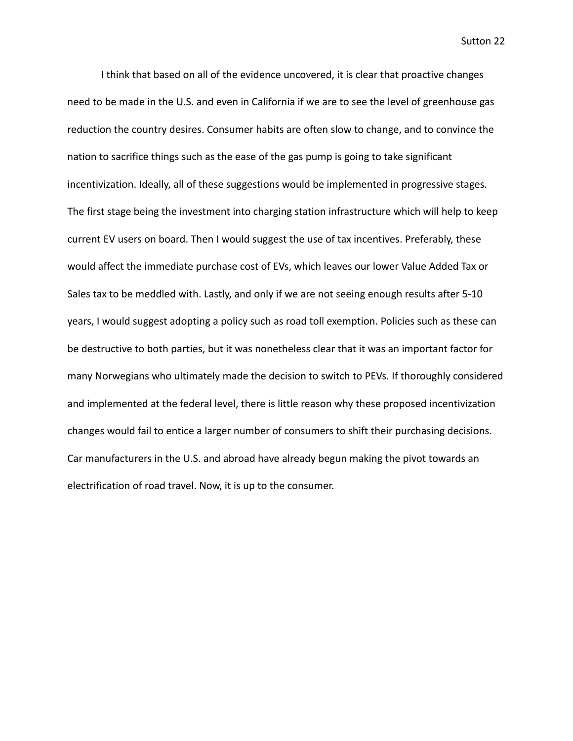I think that based on all of the evidence uncovered, it is clear that proactive changes need to be made in the U.S. and even in California if we are to see the level of greenhouse gas reduction the country desires. Consumer habits are often slow to change, and to convince the nation to sacrifice things such as the ease of the gas pump is going to take significant incentivization. Ideally, all of these suggestions would be implemented in progressive stages. The first stage being the investment into charging station infrastructure which will help to keep current EV users on board. Then I would suggest the use of tax incentives. Preferably, these would affect the immediate purchase cost of EVs, which leaves our lower Value Added Tax or Sales tax to be meddled with. Lastly, and only if we are not seeing enough results after 5-10 years, I would suggest adopting a policy such as road toll exemption. Policies such as these can be destructive to both parties, but it was nonetheless clear that it was an important factor for many Norwegians who ultimately made the decision to switch to PEVs. If thoroughly considered and implemented at the federal level, there is little reason why these proposed incentivization changes would fail to entice a larger number of consumers to shift their purchasing decisions. Car manufacturers in the U.S. and abroad have already begun making the pivot towards an electrification of road travel. Now, it is up to the consumer.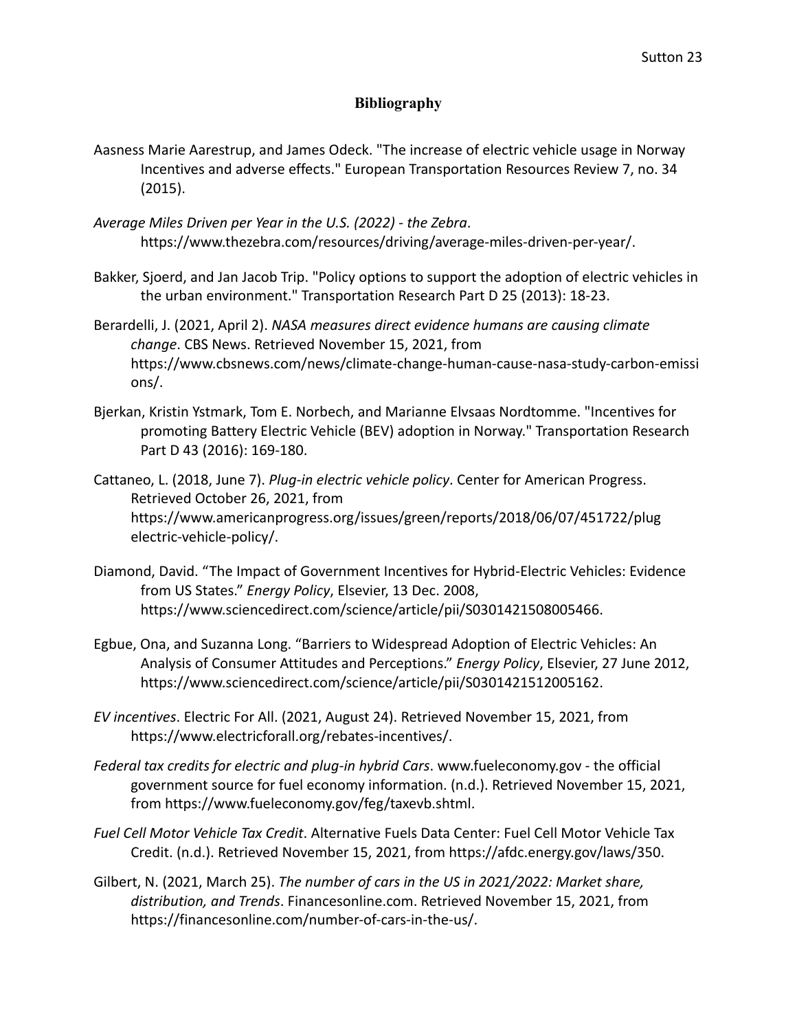# Bibliography

Aasness Marie Aarestrup, and James Odeck. "The increase of electric vehicle usage in Norway Incentives and adverse effects." European Transportation Resources Review 7, no. 34 (2015).

*Average Miles Driven per Year in the U.S. (2022) - the Zebra*. https://www.thezebra.com/resources/driving/average-miles-driven-per-year/.

Bakker, Sjoerd, and Jan Jacob Trip. "Policy options to support the adoption of electric vehicles in the urban environment." Transportation Research Part D 25 (2013): 18-23.

Berardelli, J. (2021, April 2). *NASA measures direct evidence humans are causing climate change*. CBS News. Retrieved November 15, 2021, from https://www.cbsnews.com/news/climate-change-human-cause-nasa-study-carbon-emissions/.

Bjerkan, Kristin Ystmark, Tom E. Norbech, and Marianne Elvsaas Nordtomme. "Incentives for promoting Battery Electric Vehicle (BEV) adoption in Norway." Transportation Research Part D 43 (2016): 169-180.

Cattaneo, L. (2018, June 7). *Plug-in electric vehicle policy*. Center for American Progress. Retrieved October 26, 2021, from https://www.americanprogress.org/issues/green/reports/2018/06/07/451722/plug electric-vehicle-policy/.

Diamond, David. "The Impact of Government Incentives for Hybrid-Electric Vehicles: Evidence from US States." *Energy Policy*, Elsevier, 13 Dec. 2008, https://www.sciencedirect.com/science/article/pii/S0301421508005466.

Egbue, Ona, and Suzanna Long. "Barriers to Widespread Adoption of Electric Vehicles: An Analysis of Consumer Attitudes and Perceptions." *Energy Policy*, Elsevier, 27 June 2012, https://www.sciencedirect.com/science/article/pii/S0301421512005162.

*EV incentives*. Electric For All. (2021, August 24). Retrieved November 15, 2021, from https://www.electricforall.org/rebates-incentives/.

*Federal tax credits for electric and plug-in hybrid Cars*. www.fueleconomy.gov - the official government source for fuel economy information. (n.d.). Retrieved November 15, 2021, from https://www.fueleconomy.gov/feg/taxevb.shtml.

*Fuel Cell Motor Vehicle Tax Credit*. Alternative Fuels Data Center: Fuel Cell Motor Vehicle Tax Credit. (n.d.). Retrieved November 15, 2021, from https://afdc.energy.gov/laws/350.

Gilbert, N. (2021, March 25). *The number of cars in the US in 2021/2022: Market share, distribution, and Trends*. Financesonline.com. Retrieved November 15, 2021, from https://financesonline.com/number-of-cars-in-the-us/.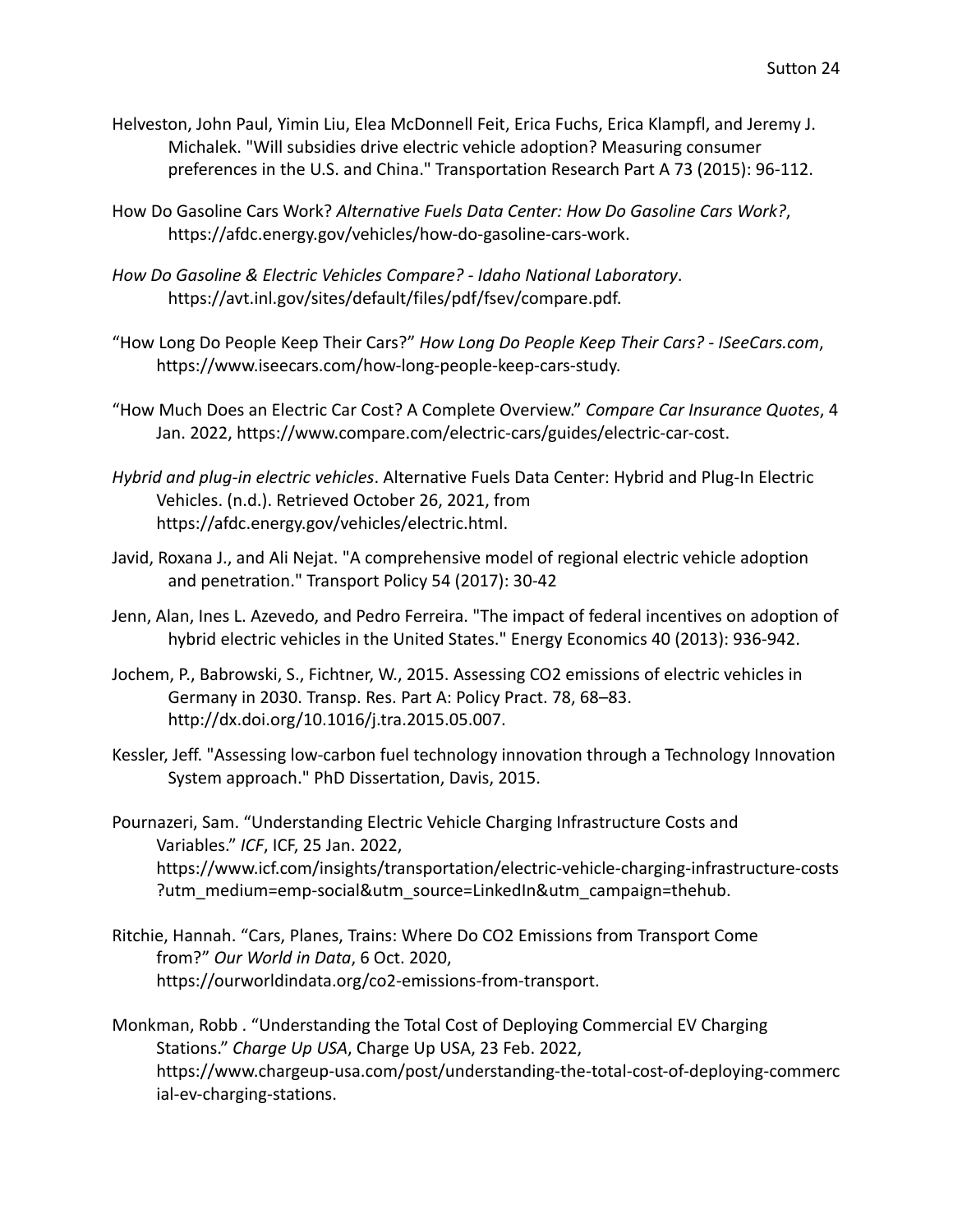Helveston, John Paul, Yimin Liu, Elea McDonnell Feit, Erica Fuchs, Erica Klampfl, and Jeremy J. Michalek. "Will subsidies drive electric vehicle adoption? Measuring consumer preferences in the U.S. and China." Transportation Research Part A 73 (2015): 96-112.

How Do Gasoline Cars Work? *Alternative Fuels Data Center: How Do Gasoline Cars Work?*, https://afdc.energy.gov/vehicles/how-do-gasoline-cars-work.

*How Do Gasoline & Electric Vehicles Compare? - Idaho National Laboratory*. https://avt.inl.gov/sites/default/files/pdf/fsev/compare.pdf.

"How Long Do People Keep Their Cars?" *How Long Do People Keep Their Cars? - ISeeCars.com*, https://www.iseecars.com/how-long-people-keep-cars-study.

"How Much Does an Electric Car Cost? A Complete Overview." *Compare Car Insurance Quotes*, 4 Jan. 2022, https://www.compare.com/electric-cars/guides/electric-car-cost.

*Hybrid and plug-in electric vehicles*. Alternative Fuels Data Center: Hybrid and Plug-In Electric Vehicles. (n.d.). Retrieved October 26, 2021, from https://afdc.energy.gov/vehicles/electric.html.

Javid, Roxana J., and Ali Nejat. "A comprehensive model of regional electric vehicle adoption and penetration." Transport Policy 54 (2017): 30-42

Jenn, Alan, Ines L. Azevedo, and Pedro Ferreira. "The impact of federal incentives on adoption of hybrid electric vehicles in the United States." Energy Economics 40 (2013): 936-942.

Jochem, P., Babrowski, S., Fichtner, W., 2015. Assessing CO2 emissions of electric vehicles in Germany in 2030. Transp. Res. Part A: Policy Pract. 78, 68–83. http://dx.doi.org/10.1016/j.tra.2015.05.007.

Kessler, Jeff. "Assessing low-carbon fuel technology innovation through a Technology Innovation System approach." PhD Dissertation, Davis, 2015.

Pournazeri, Sam. "Understanding Electric Vehicle Charging Infrastructure Costs and Variables." *ICF*, ICF, 25 Jan. 2022, https://www.icf.com/insights/transportation/electric-vehicle-charging-infrastructure-costs?utm_medium=emp-social&utm_source=LinkedIn&utm_campaign=thehub.

Ritchie, Hannah. "Cars, Planes, Trains: Where Do CO2 Emissions from Transport Come from?" *Our World in Data*, 6 Oct. 2020, https://ourworldindata.org/co2-emissions-from-transport.

Monkman, Robb . "Understanding the Total Cost of Deploying Commercial EV Charging Stations." *Charge Up USA*, Charge Up USA, 23 Feb. 2022, https://www.chargeup-usa.com/post/understanding-the-total-cost-of-deploying-commercial-ev-charging-stations.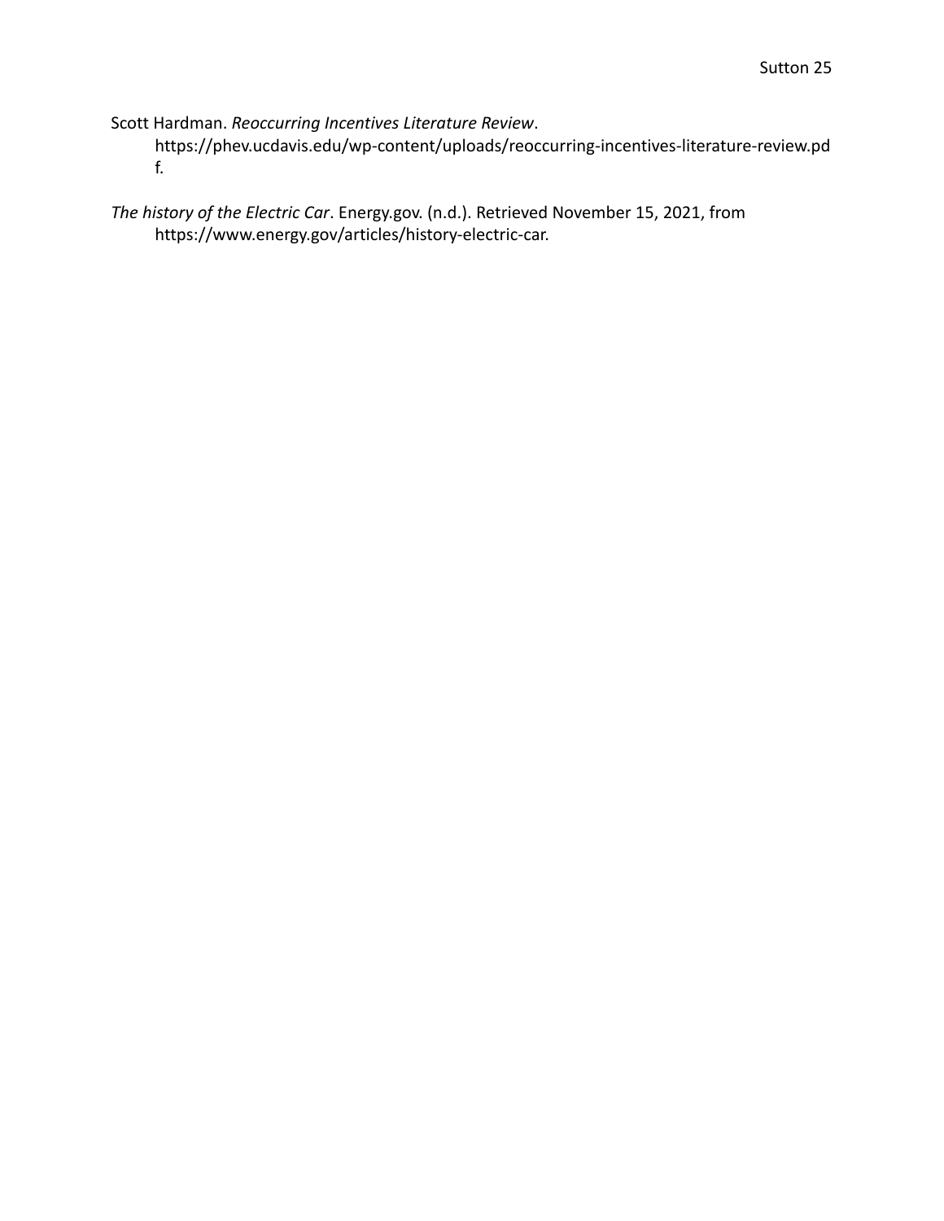Scott Hardman. *Reoccurring Incentives Literature Review*. https://phev.ucdavis.edu/wp-content/uploads/reoccurring-incentives-literature-review.pdf.

*The history of the Electric Car*. Energy.gov. (n.d.). Retrieved November 15, 2021, from https://www.energy.gov/articles/history-electric-car.